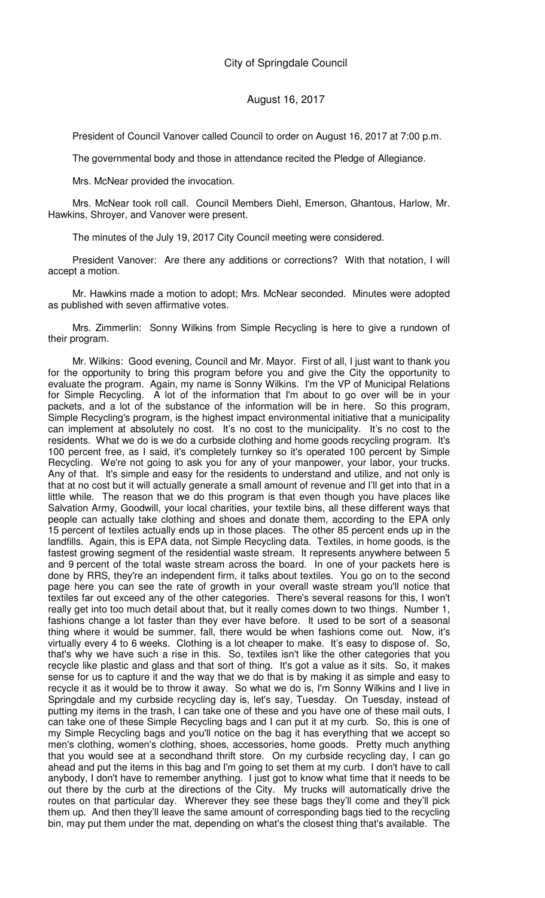# City of Springdale Council

## August 16, 2017

President of Council Vanover called Council to order on August 16, 2017 at 7:00 p.m.

The governmental body and those in attendance recited the Pledge of Allegiance.

Mrs. McNear provided the invocation.

Mrs. McNear took roll call. Council Members Diehl, Emerson, Ghantous, Harlow, Mr. Hawkins, Shroyer, and Vanover were present.

The minutes of the July 19, 2017 City Council meeting were considered.

President Vanover: Are there any additions or corrections? With that notation, I will accept a motion.

Mr. Hawkins made a motion to adopt; Mrs. McNear seconded. Minutes were adopted as published with seven affirmative votes.

Mrs. Zimmerlin: Sonny Wilkins from Simple Recycling is here to give a rundown of their program.

Mr. Wilkins: Good evening, Council and Mr. Mayor. First of all, I just want to thank you for the opportunity to bring this program before you and give the City the opportunity to evaluate the program. Again, my name is Sonny Wilkins. I'm the VP of Municipal Relations for Simple Recycling. A lot of the information that I'm about to go over will be in your packets, and a lot of the substance of the information will be in here. So this program, Simple Recycling's program, is the highest impact environmental initiative that a municipality can implement at absolutely no cost. It's no cost to the municipality. It's no cost to the residents. What we do is we do a curbside clothing and home goods recycling program. It's 100 percent free, as I said, it's completely turnkey so it's operated 100 percent by Simple Recycling. We're not going to ask you for any of your manpower, your labor, your trucks. Any of that. It's simple and easy for the residents to understand and utilize, and not only is that at no cost but it will actually generate a small amount of revenue and I'll get into that in a little while. The reason that we do this program is that even though you have places like Salvation Army, Goodwill, your local charities, your textile bins, all these different ways that people can actually take clothing and shoes and donate them, according to the EPA only 15 percent of textiles actually ends up in those places. The other 85 percent ends up in the landfills. Again, this is EPA data, not Simple Recycling data. Textiles, in home goods, is the fastest growing segment of the residential waste stream. It represents anywhere between 5 and 9 percent of the total waste stream across the board. In one of your packets here is done by RRS, they're an independent firm, it talks about textiles. You go on to the second page here you can see the rate of growth in your overall waste stream you'll notice that textiles far out exceed any of the other categories. There's several reasons for this, I won't really get into too much detail about that, but it really comes down to two things. Number 1, fashions change a lot faster than they ever have before. It used to be sort of a seasonal thing where it would be summer, fall, there would be when fashions come out. Now, it's virtually every 4 to 6 weeks. Clothing is a lot cheaper to make. It's easy to dispose of. So, that's why we have such a rise in this. So, textiles isn't like the other categories that you recycle like plastic and glass and that sort of thing. It's got a value as it sits. So, it makes sense for us to capture it and the way that we do that is by making it as simple and easy to recycle it as it would be to throw it away. So what we do is, I'm Sonny Wilkins and I live in Springdale and my curbside recycling day is, let's say, Tuesday. On Tuesday, instead of putting my items in the trash, I can take one of these and you have one of these mail outs, I can take one of these Simple Recycling bags and I can put it at my curb. So, this is one of my Simple Recycling bags and you'll notice on the bag it has everything that we accept so men's clothing, women's clothing, shoes, accessories, home goods. Pretty much anything that you would see at a secondhand thrift store. On my curbside recycling day, I can go ahead and put the items in this bag and I'm going to set them at my curb. I don't have to call anybody, I don't have to remember anything. I just got to know what time that it needs to be out there by the curb at the directions of the City. My trucks will automatically drive the routes on that particular day. Wherever they see these bags they'll come and they'll pick them up. And then they'll leave the same amount of corresponding bags tied to the recycling bin, may put them under the mat, depending on what's the closest thing that's available. The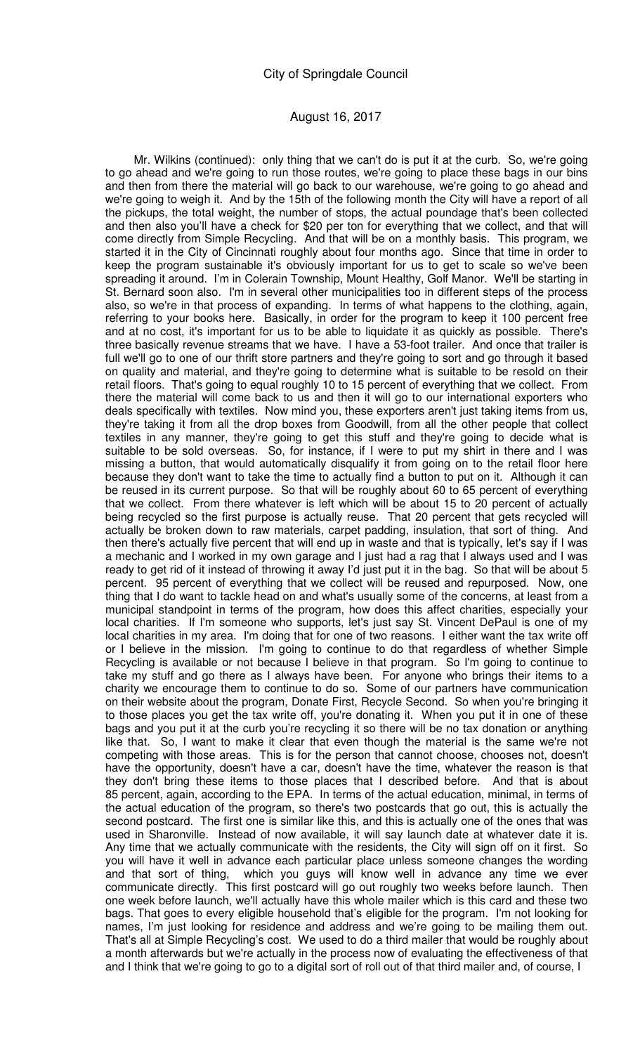Mr. Wilkins (continued): only thing that we can't do is put it at the curb. So, we're going to go ahead and we're going to run those routes, we're going to place these bags in our bins and then from there the material will go back to our warehouse, we're going to go ahead and we're going to weigh it. And by the 15th of the following month the City will have a report of all the pickups, the total weight, the number of stops, the actual poundage that's been collected and then also you'll have a check for $20 per ton for everything that we collect, and that will come directly from Simple Recycling. And that will be on a monthly basis. This program, we started it in the City of Cincinnati roughly about four months ago. Since that time in order to keep the program sustainable it's obviously important for us to get to scale so we've been spreading it around. I'm in Colerain Township, Mount Healthy, Golf Manor. We'll be starting in St. Bernard soon also. I'm in several other municipalities too in different steps of the process also, so we're in that process of expanding. In terms of what happens to the clothing, again, referring to your books here. Basically, in order for the program to keep it 100 percent free and at no cost, it's important for us to be able to liquidate it as quickly as possible. There's three basically revenue streams that we have. I have a 53-foot trailer. And once that trailer is full we'll go to one of our thrift store partners and they're going to sort and go through it based on quality and material, and they're going to determine what is suitable to be resold on their retail floors. That's going to equal roughly 10 to 15 percent of everything that we collect. From there the material will come back to us and then it will go to our international exporters who deals specifically with textiles. Now mind you, these exporters aren't just taking items from us, they're taking it from all the drop boxes from Goodwill, from all the other people that collect textiles in any manner, they're going to get this stuff and they're going to decide what is suitable to be sold overseas. So, for instance, if I were to put my shirt in there and I was missing a button, that would automatically disqualify it from going on to the retail floor here because they don't want to take the time to actually find a button to put on it. Although it can be reused in its current purpose. So that will be roughly about 60 to 65 percent of everything that we collect. From there whatever is left which will be about 15 to 20 percent of actually being recycled so the first purpose is actually reuse. That 20 percent that gets recycled will actually be broken down to raw materials, carpet padding, insulation, that sort of thing. And then there's actually five percent that will end up in waste and that is typically, let's say if I was a mechanic and I worked in my own garage and I just had a rag that I always used and I was ready to get rid of it instead of throwing it away I'd just put it in the bag. So that will be about 5 percent. 95 percent of everything that we collect will be reused and repurposed. Now, one thing that I do want to tackle head on and what's usually some of the concerns, at least from a municipal standpoint in terms of the program, how does this affect charities, especially your local charities. If I'm someone who supports, let's just say St. Vincent DePaul is one of my local charities in my area. I'm doing that for one of two reasons. I either want the tax write off or I believe in the mission. I'm going to continue to do that regardless of whether Simple Recycling is available or not because I believe in that program. So I'm going to continue to take my stuff and go there as I always have been. For anyone who brings their items to a charity we encourage them to continue to do so. Some of our partners have communication on their website about the program, Donate First, Recycle Second. So when you're bringing it to those places you get the tax write off, you're donating it. When you put it in one of these bags and you put it at the curb you're recycling it so there will be no tax donation or anything like that. So, I want to make it clear that even though the material is the same we're not competing with those areas. This is for the person that cannot choose, chooses not, doesn't have the opportunity, doesn't have a car, doesn't have the time, whatever the reason is that they don't bring these items to those places that I described before. And that is about 85 percent, again, according to the EPA. In terms of the actual education, minimal, in terms of the actual education of the program, so there's two postcards that go out, this is actually the second postcard. The first one is similar like this, and this is actually one of the ones that was used in Sharonville. Instead of now available, it will say launch date at whatever date it is. Any time that we actually communicate with the residents, the City will sign off on it first. So you will have it well in advance each particular place unless someone changes the wording and that sort of thing, which you guys will know well in advance any time we ever communicate directly. This first postcard will go out roughly two weeks before launch. Then one week before launch, we'll actually have this whole mailer which is this card and these two bags. That goes to every eligible household that's eligible for the program. I'm not looking for names, I'm just looking for residence and address and we're going to be mailing them out. That's all at Simple Recycling's cost. We used to do a third mailer that would be roughly about a month afterwards but we're actually in the process now of evaluating the effectiveness of that and I think that we're going to go to a digital sort of roll out of that third mailer and, of course, I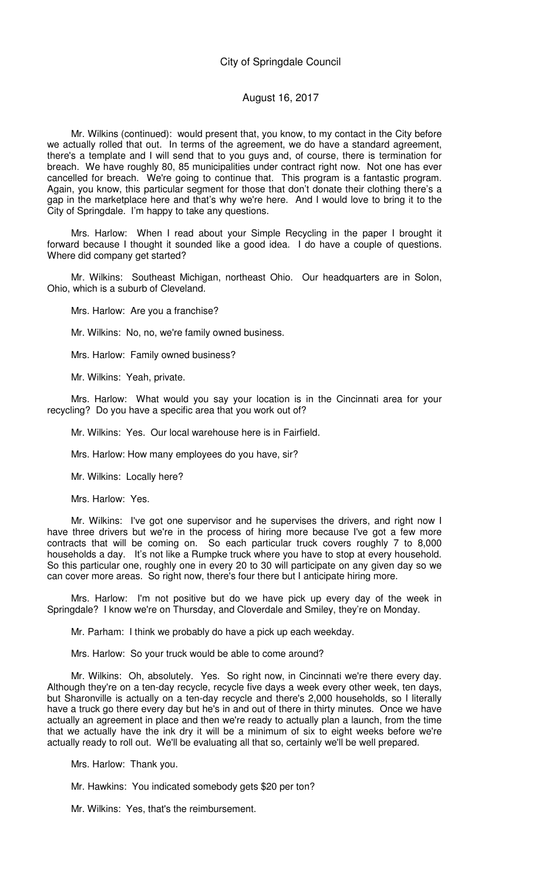Mr. Wilkins (continued): would present that, you know, to my contact in the City before we actually rolled that out. In terms of the agreement, we do have a standard agreement, there's a template and I will send that to you guys and, of course, there is termination for breach. We have roughly 80, 85 municipalities under contract right now. Not one has ever cancelled for breach. We're going to continue that. This program is a fantastic program. Again, you know, this particular segment for those that don't donate their clothing there's a gap in the marketplace here and that's why we're here. And I would love to bring it to the City of Springdale. I'm happy to take any questions.

Mrs. Harlow: When I read about your Simple Recycling in the paper I brought it forward because I thought it sounded like a good idea. I do have a couple of questions. Where did company get started?

Mr. Wilkins: Southeast Michigan, northeast Ohio. Our headquarters are in Solon, Ohio, which is a suburb of Cleveland.

Mrs. Harlow: Are you a franchise?

Mr. Wilkins: No, no, we're family owned business.

Mrs. Harlow: Family owned business?

Mr. Wilkins: Yeah, private.

Mrs. Harlow: What would you say your location is in the Cincinnati area for your recycling? Do you have a specific area that you work out of?

Mr. Wilkins: Yes. Our local warehouse here is in Fairfield.

Mrs. Harlow: How many employees do you have, sir?

Mr. Wilkins: Locally here?

Mrs. Harlow: Yes.

Mr. Wilkins: I've got one supervisor and he supervises the drivers, and right now I have three drivers but we're in the process of hiring more because I've got a few more contracts that will be coming on. So each particular truck covers roughly 7 to 8,000 households a day. It's not like a Rumpke truck where you have to stop at every household. So this particular one, roughly one in every 20 to 30 will participate on any given day so we can cover more areas. So right now, there's four there but I anticipate hiring more.

Mrs. Harlow: I'm not positive but do we have pick up every day of the week in Springdale? I know we're on Thursday, and Cloverdale and Smiley, they're on Monday.

Mr. Parham: I think we probably do have a pick up each weekday.

Mrs. Harlow: So your truck would be able to come around?

Mr. Wilkins: Oh, absolutely. Yes. So right now, in Cincinnati we're there every day. Although they're on a ten-day recycle, recycle five days a week every other week, ten days, but Sharonville is actually on a ten-day recycle and there's 2,000 households, so I literally have a truck go there every day but he's in and out of there in thirty minutes. Once we have actually an agreement in place and then we're ready to actually plan a launch, from the time that we actually have the ink dry it will be a minimum of six to eight weeks before we're actually ready to roll out. We'll be evaluating all that so, certainly we'll be well prepared.

Mrs. Harlow: Thank you.

Mr. Hawkins: You indicated somebody gets $20 per ton?

Mr. Wilkins: Yes, that's the reimbursement.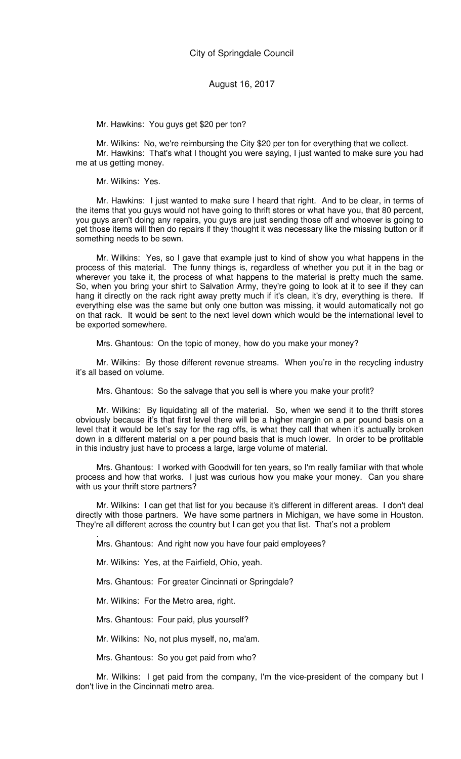Mr. Hawkins: You guys get \$20 per ton?

Mr. Wilkins: No, we're reimbursing the City \$20 per ton for everything that we collect.
Mr. Hawkins: That's what I thought you were saying, I just wanted to make sure you had me at us getting money.

Mr. Wilkins: Yes.

Mr. Hawkins: I just wanted to make sure I heard that right. And to be clear, in terms of the items that you guys would not have going to thrift stores or what have you, that 80 percent, you guys aren't doing any repairs, you guys are just sending those off and whoever is going to get those items will then do repairs if they thought it was necessary like the missing button or if something needs to be sewn.

Mr. Wilkins: Yes, so I gave that example just to kind of show you what happens in the process of this material. The funny things is, regardless of whether you put it in the bag or wherever you take it, the process of what happens to the material is pretty much the same. So, when you bring your shirt to Salvation Army, they're going to look at it to see if they can hang it directly on the rack right away pretty much if it's clean, it's dry, everything is there. If everything else was the same but only one button was missing, it would automatically not go on that rack. It would be sent to the next level down which would be the international level to be exported somewhere.

Mrs. Ghantous: On the topic of money, how do you make your money?

Mr. Wilkins: By those different revenue streams. When you're in the recycling industry it's all based on volume.

Mrs. Ghantous: So the salvage that you sell is where you make your profit?

Mr. Wilkins: By liquidating all of the material. So, when we send it to the thrift stores obviously because it's that first level there will be a higher margin on a per pound basis on a level that it would be let's say for the rag offs, is what they call that when it's actually broken down in a different material on a per pound basis that is much lower. In order to be profitable in this industry just have to process a large, large volume of material.

Mrs. Ghantous: I worked with Goodwill for ten years, so I'm really familiar with that whole process and how that works. I just was curious how you make your money. Can you share with us your thrift store partners?

Mr. Wilkins: I can get that list for you because it's different in different areas. I don't deal directly with those partners. We have some partners in Michigan, we have some in Houston. They're all different across the country but I can get you that list. That's not a problem.

Mrs. Ghantous: And right now you have four paid employees?

Mr. Wilkins: Yes, at the Fairfield, Ohio, yeah.

Mrs. Ghantous: For greater Cincinnati or Springdale?

Mr. Wilkins: For the Metro area, right.

Mrs. Ghantous: Four paid, plus yourself?

Mr. Wilkins: No, not plus myself, no, ma'am.

Mrs. Ghantous: So you get paid from who?

Mr. Wilkins: I get paid from the company, I'm the vice-president of the company but I don't live in the Cincinnati metro area.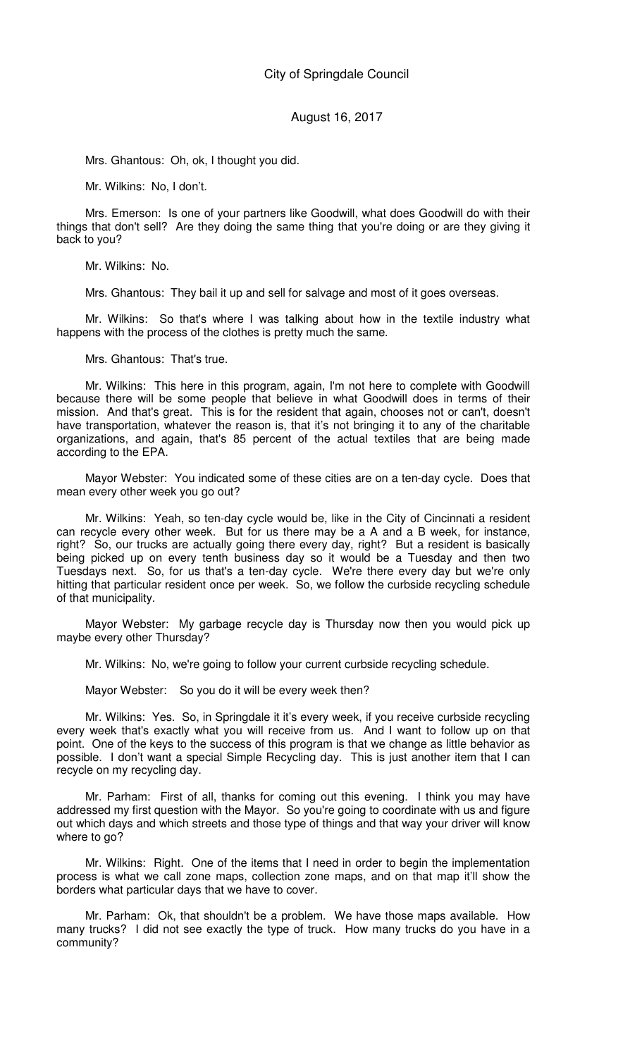Mrs. Ghantous: Oh, ok, I thought you did.

Mr. Wilkins: No, I don't.

Mrs. Emerson: Is one of your partners like Goodwill, what does Goodwill do with their things that don't sell? Are they doing the same thing that you're doing or are they giving it back to you?

Mr. Wilkins: No.

Mrs. Ghantous: They bail it up and sell for salvage and most of it goes overseas.

Mr. Wilkins: So that's where I was talking about how in the textile industry what happens with the process of the clothes is pretty much the same.

Mrs. Ghantous: That's true.

Mr. Wilkins: This here in this program, again, I'm not here to complete with Goodwill because there will be some people that believe in what Goodwill does in terms of their mission. And that's great. This is for the resident that again, chooses not or can't, doesn't have transportation, whatever the reason is, that it's not bringing it to any of the charitable organizations, and again, that's 85 percent of the actual textiles that are being made according to the EPA.

Mayor Webster: You indicated some of these cities are on a ten-day cycle. Does that mean every other week you go out?

Mr. Wilkins: Yeah, so ten-day cycle would be, like in the City of Cincinnati a resident can recycle every other week. But for us there may be a A and a B week, for instance, right? So, our trucks are actually going there every day, right? But a resident is basically being picked up on every tenth business day so it would be a Tuesday and then two Tuesdays next. So, for us that's a ten-day cycle. We're there every day but we're only hitting that particular resident once per week. So, we follow the curbside recycling schedule of that municipality.

Mayor Webster: My garbage recycle day is Thursday now then you would pick up maybe every other Thursday?

Mr. Wilkins: No, we're going to follow your current curbside recycling schedule.

Mayor Webster: So you do it will be every week then?

Mr. Wilkins: Yes. So, in Springdale it it's every week, if you receive curbside recycling every week that's exactly what you will receive from us. And I want to follow up on that point. One of the keys to the success of this program is that we change as little behavior as possible. I don't want a special Simple Recycling day. This is just another item that I can recycle on my recycling day.

Mr. Parham: First of all, thanks for coming out this evening. I think you may have addressed my first question with the Mayor. So you're going to coordinate with us and figure out which days and which streets and those type of things and that way your driver will know where to go?

Mr. Wilkins: Right. One of the items that I need in order to begin the implementation process is what we call zone maps, collection zone maps, and on that map it'll show the borders what particular days that we have to cover.

Mr. Parham: Ok, that shouldn't be a problem. We have those maps available. How many trucks? I did not see exactly the type of truck. How many trucks do you have in a community?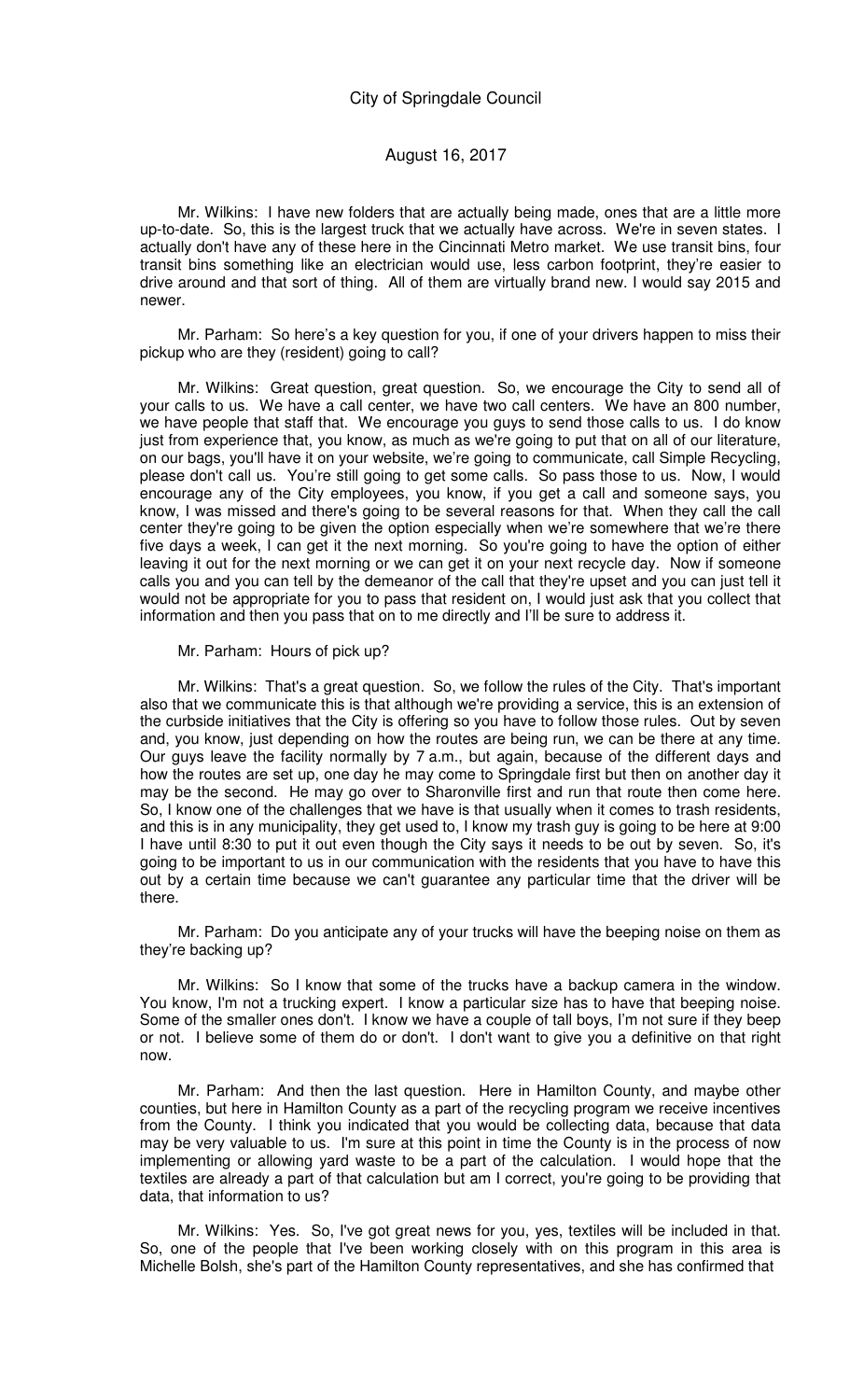Mr. Wilkins: I have new folders that are actually being made, ones that are a little more up-to-date. So, this is the largest truck that we actually have across. We're in seven states. I actually don't have any of these here in the Cincinnati Metro market. We use transit bins, four transit bins something like an electrician would use, less carbon footprint, they're easier to drive around and that sort of thing. All of them are virtually brand new. I would say 2015 and newer.

Mr. Parham: So here's a key question for you, if one of your drivers happen to miss their pickup who are they (resident) going to call?

Mr. Wilkins: Great question, great question. So, we encourage the City to send all of your calls to us. We have a call center, we have two call centers. We have an 800 number, we have people that staff that. We encourage you guys to send those calls to us. I do know just from experience that, you know, as much as we're going to put that on all of our literature, on our bags, you'll have it on your website, we're going to communicate, call Simple Recycling, please don't call us. You're still going to get some calls. So pass those to us. Now, I would encourage any of the City employees, you know, if you get a call and someone says, you know, I was missed and there's going to be several reasons for that. When they call the call center they're going to be given the option especially when we're somewhere that we're there five days a week, I can get it the next morning. So you're going to have the option of either leaving it out for the next morning or we can get it on your next recycle day. Now if someone calls you and you can tell by the demeanor of the call that they're upset and you can just tell it would not be appropriate for you to pass that resident on, I would just ask that you collect that information and then you pass that on to me directly and I'll be sure to address it.

Mr. Parham: Hours of pick up?

Mr. Wilkins: That's a great question. So, we follow the rules of the City. That's important also that we communicate this is that although we're providing a service, this is an extension of the curbside initiatives that the City is offering so you have to follow those rules. Out by seven and, you know, just depending on how the routes are being run, we can be there at any time. Our guys leave the facility normally by 7 a.m., but again, because of the different days and how the routes are set up, one day he may come to Springdale first but then on another day it may be the second. He may go over to Sharonville first and run that route then come here. So, I know one of the challenges that we have is that usually when it comes to trash residents, and this is in any municipality, they get used to, I know my trash guy is going to be here at 9:00 I have until 8:30 to put it out even though the City says it needs to be out by seven. So, it's going to be important to us in our communication with the residents that you have to have this out by a certain time because we can't guarantee any particular time that the driver will be there.

Mr. Parham: Do you anticipate any of your trucks will have the beeping noise on them as they're backing up?

Mr. Wilkins: So I know that some of the trucks have a backup camera in the window. You know, I'm not a trucking expert. I know a particular size has to have that beeping noise. Some of the smaller ones don't. I know we have a couple of tall boys, I'm not sure if they beep or not. I believe some of them do or don't. I don't want to give you a definitive on that right now.

Mr. Parham: And then the last question. Here in Hamilton County, and maybe other counties, but here in Hamilton County as a part of the recycling program we receive incentives from the County. I think you indicated that you would be collecting data, because that data may be very valuable to us. I'm sure at this point in time the County is in the process of now implementing or allowing yard waste to be a part of the calculation. I would hope that the textiles are already a part of that calculation but am I correct, you're going to be providing that data, that information to us?

Mr. Wilkins: Yes. So, I've got great news for you, yes, textiles will be included in that. So, one of the people that I've been working closely with on this program in this area is Michelle Bolsh, she's part of the Hamilton County representatives, and she has confirmed that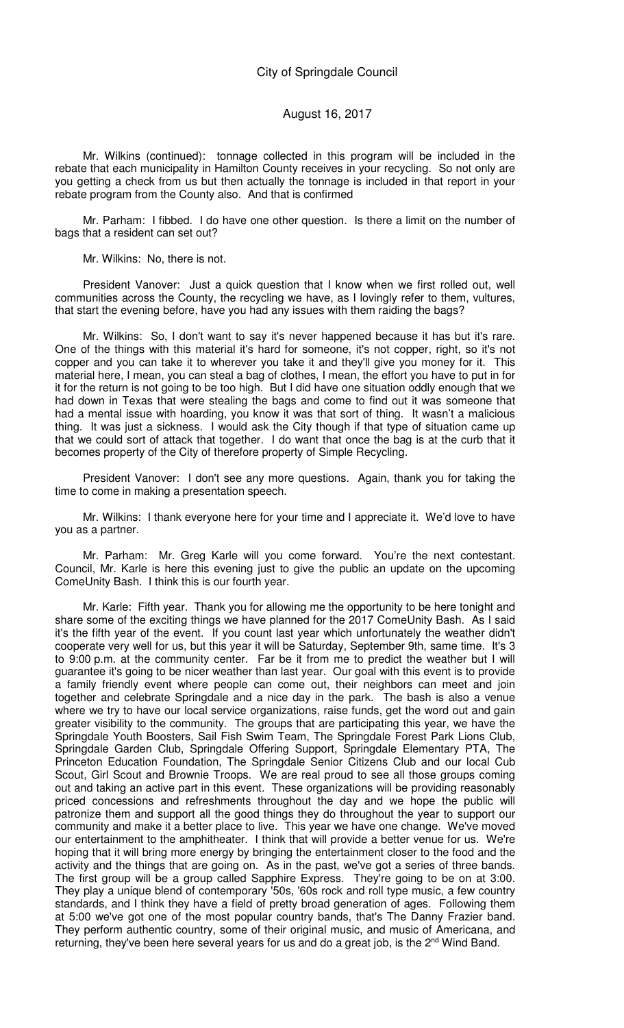Mr. Wilkins (continued): tonnage collected in this program will be included in the rebate that each municipality in Hamilton County receives in your recycling. So not only are you getting a check from us but then actually the tonnage is included in that report in your rebate program from the County also. And that is confirmed

Mr. Parham: I fibbed. I do have one other question. Is there a limit on the number of bags that a resident can set out?

Mr. Wilkins: No, there is not.

President Vanover: Just a quick question that I know when we first rolled out, well communities across the County, the recycling we have, as I lovingly refer to them, vultures, that start the evening before, have you had any issues with them raiding the bags?

Mr. Wilkins: So, I don't want to say it's never happened because it has but it's rare. One of the things with this material it's hard for someone, it's not copper, right, so it's not copper and you can take it to wherever you take it and they'll give you money for it. This material here, I mean, you can steal a bag of clothes, I mean, the effort you have to put in for it for the return is not going to be too high. But I did have one situation oddly enough that we had down in Texas that were stealing the bags and come to find out it was someone that had a mental issue with hoarding, you know it was that sort of thing. It wasn't a malicious thing. It was just a sickness. I would ask the City though if that type of situation came up that we could sort of attack that together. I do want that once the bag is at the curb that it becomes property of the City of therefore property of Simple Recycling.

President Vanover: I don't see any more questions. Again, thank you for taking the time to come in making a presentation speech.

Mr. Wilkins: I thank everyone here for your time and I appreciate it. We'd love to have you as a partner.

Mr. Parham: Mr. Greg Karle will you come forward. You're the next contestant. Council, Mr. Karle is here this evening just to give the public an update on the upcoming ComeUnity Bash. I think this is our fourth year.

Mr. Karle: Fifth year. Thank you for allowing me the opportunity to be here tonight and share some of the exciting things we have planned for the 2017 ComeUnity Bash. As I said it's the fifth year of the event. If you count last year which unfortunately the weather didn't cooperate very well for us, but this year it will be Saturday, September 9th, same time. It's 3 to 9:00 p.m. at the community center. Far be it from me to predict the weather but I will guarantee it's going to be nicer weather than last year. Our goal with this event is to provide a family friendly event where people can come out, their neighbors can meet and join together and celebrate Springdale and a nice day in the park. The bash is also a venue where we try to have our local service organizations, raise funds, get the word out and gain greater visibility to the community. The groups that are participating this year, we have the Springdale Youth Boosters, Sail Fish Swim Team, The Springdale Forest Park Lions Club, Springdale Garden Club, Springdale Offering Support, Springdale Elementary PTA, The Princeton Education Foundation, The Springdale Senior Citizens Club and our local Cub Scout, Girl Scout and Brownie Troops. We are real proud to see all those groups coming out and taking an active part in this event. These organizations will be providing reasonably priced concessions and refreshments throughout the day and we hope the public will patronize them and support all the good things they do throughout the year to support our community and make it a better place to live. This year we have one change. We've moved our entertainment to the amphitheater. I think that will provide a better venue for us. We're hoping that it will bring more energy by bringing the entertainment closer to the food and the activity and the things that are going on. As in the past, we've got a series of three bands. The first group will be a group called Sapphire Express. They're going to be on at 3:00. They play a unique blend of contemporary '50s, '60s rock and roll type music, a few country standards, and I think they have a field of pretty broad generation of ages. Following them at 5:00 we've got one of the most popular country bands, that's The Danny Frazier band. They perform authentic country, some of their original music, and music of Americana, and returning, they've been here several years for us and do a great job, is the 2nd Wind Band.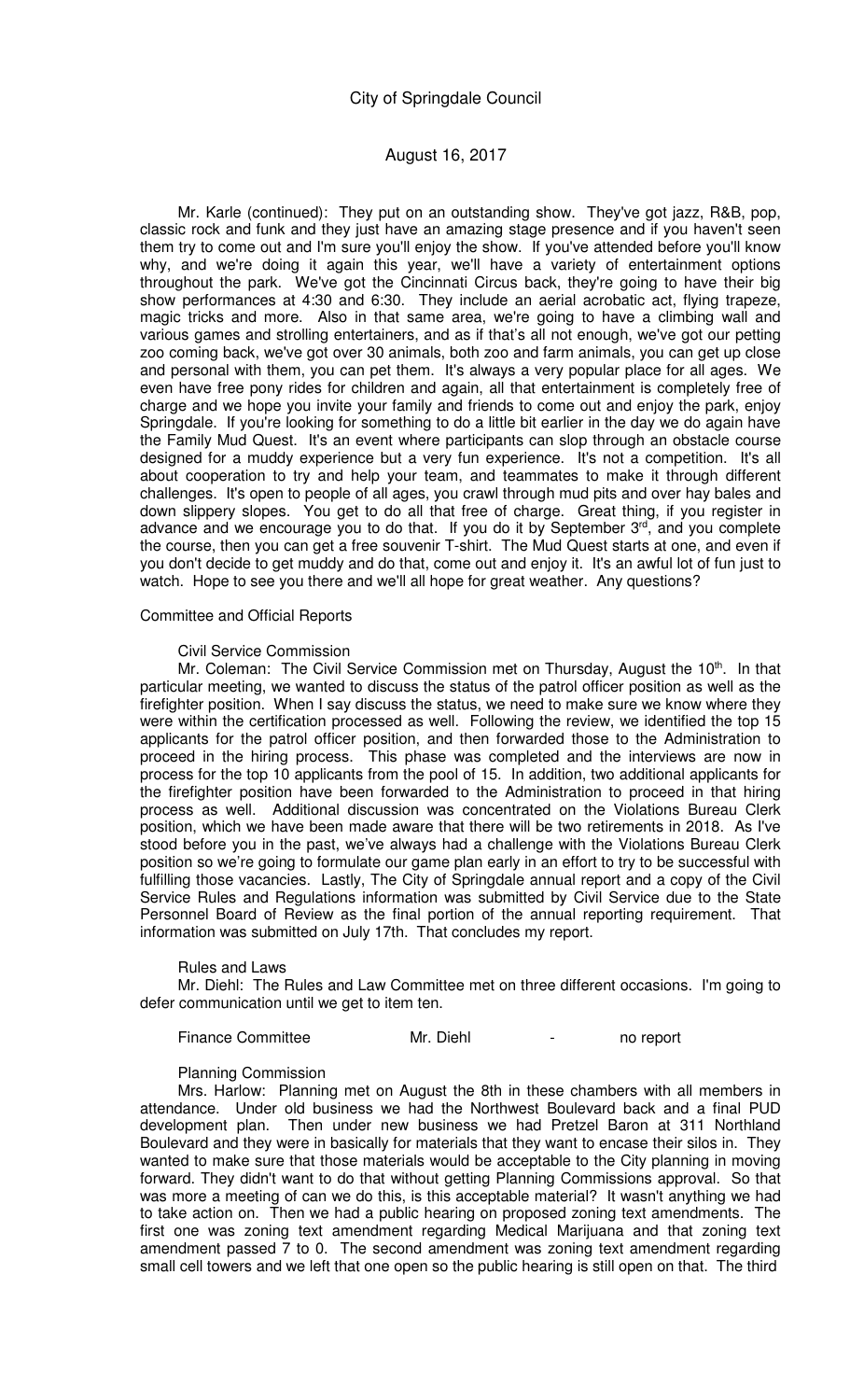Mr. Karle (continued): They put on an outstanding show. They've got jazz, R&B, pop, classic rock and funk and they just have an amazing stage presence and if you haven't seen them try to come out and I'm sure you'll enjoy the show. If you've attended before you'll know why, and we're doing it again this year, we'll have a variety of entertainment options throughout the park. We've got the Cincinnati Circus back, they're going to have their big show performances at 4:30 and 6:30. They include an aerial acrobatic act, flying trapeze, magic tricks and more. Also in that same area, we're going to have a climbing wall and various games and strolling entertainers, and as if that's all not enough, we've got our petting zoo coming back, we've got over 30 animals, both zoo and farm animals, you can get up close and personal with them, you can pet them. It's always a very popular place for all ages. We even have free pony rides for children and again, all that entertainment is completely free of charge and we hope you invite your family and friends to come out and enjoy the park, enjoy Springdale. If you're looking for something to do a little bit earlier in the day we do again have the Family Mud Quest. It's an event where participants can slop through an obstacle course designed for a muddy experience but a very fun experience. It's not a competition. It's all about cooperation to try and help your team, and teammates to make it through different challenges. It's open to people of all ages, you crawl through mud pits and over hay bales and down slippery slopes. You get to do all that free of charge. Great thing, if you register in advance and we encourage you to do that. If you do it by September 3rd, and you complete the course, then you can get a free souvenir T-shirt. The Mud Quest starts at one, and even if you don't decide to get muddy and do that, come out and enjoy it. It's an awful lot of fun just to watch. Hope to see you there and we'll all hope for great weather. Any questions?

Committee and Official Reports

Civil Service Commission

Mr. Coleman: The Civil Service Commission met on Thursday, August the 10th. In that particular meeting, we wanted to discuss the status of the patrol officer position as well as the firefighter position. When I say discuss the status, we need to make sure we know where they were within the certification processed as well. Following the review, we identified the top 15 applicants for the patrol officer position, and then forwarded those to the Administration to proceed in the hiring process. This phase was completed and the interviews are now in process for the top 10 applicants from the pool of 15. In addition, two additional applicants for the firefighter position have been forwarded to the Administration to proceed in that hiring process as well. Additional discussion was concentrated on the Violations Bureau Clerk position, which we have been made aware that there will be two retirements in 2018. As I've stood before you in the past, we've always had a challenge with the Violations Bureau Clerk position so we're going to formulate our game plan early in an effort to try to be successful with fulfilling those vacancies. Lastly, The City of Springdale annual report and a copy of the Civil Service Rules and Regulations information was submitted by Civil Service due to the State Personnel Board of Review as the final portion of the annual reporting requirement. That information was submitted on July 17th. That concludes my report.

Rules and Laws

Mr. Diehl: The Rules and Law Committee met on three different occasions. I'm going to defer communication until we get to item ten.

Finance Committee Mr. Diehl - no report

Planning Commission

Mrs. Harlow: Planning met on August the 8th in these chambers with all members in attendance. Under old business we had the Northwest Boulevard back and a final PUD development plan. Then under new business we had Pretzel Baron at 311 Northland Boulevard and they were in basically for materials that they want to encase their silos in. They wanted to make sure that those materials would be acceptable to the City planning in moving forward. They didn't want to do that without getting Planning Commissions approval. So that was more a meeting of can we do this, is this acceptable material? It wasn't anything we had to take action on. Then we had a public hearing on proposed zoning text amendments. The first one was zoning text amendment regarding Medical Marijuana and that zoning text amendment passed 7 to 0. The second amendment was zoning text amendment regarding small cell towers and we left that one open so the public hearing is still open on that. The third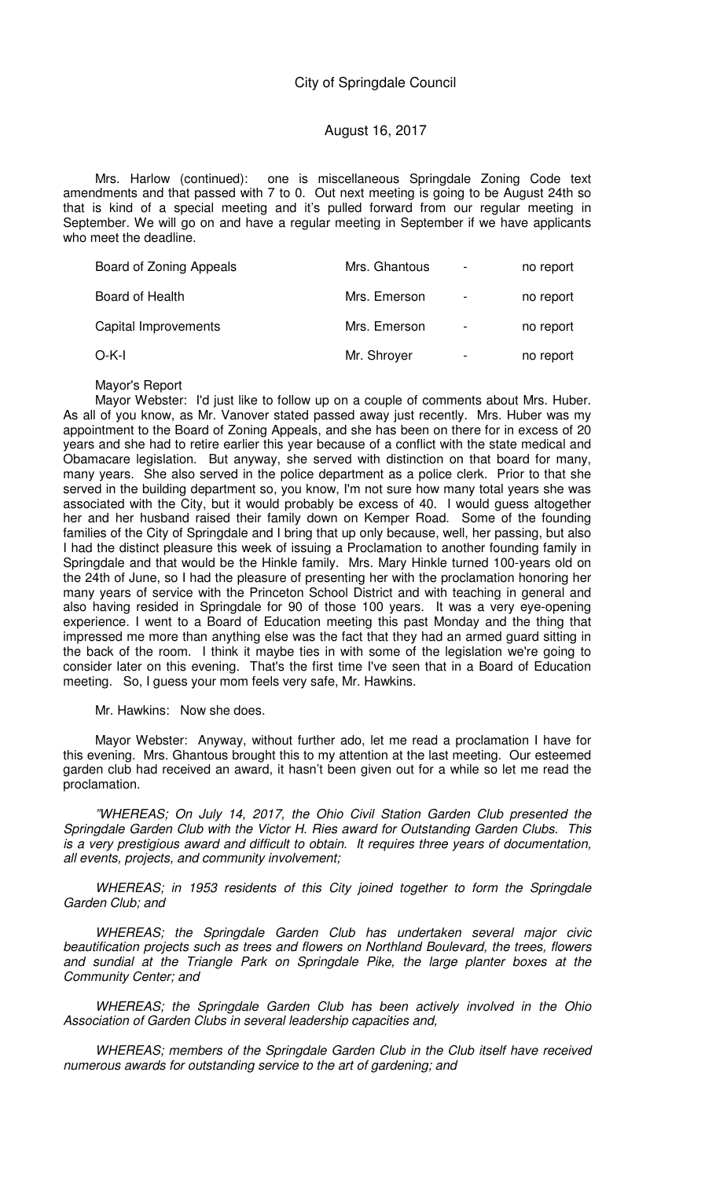Mrs. Harlow (continued): one is miscellaneous Springdale Zoning Code text amendments and that passed with 7 to 0. Out next meeting is going to be August 24th so that is kind of a special meeting and it's pulled forward from our regular meeting in September. We will go on and have a regular meeting in September if we have applicants who meet the deadline.

| | | | |
|---|---|---|---|
| Board of Zoning Appeals | Mrs. Ghantous | - | no report |
| Board of Health | Mrs. Emerson | - | no report |
| Capital Improvements | Mrs. Emerson | - | no report |
| O-K-I | Mr. Shroyer | - | no report |

Mayor's Report

Mayor Webster: I'd just like to follow up on a couple of comments about Mrs. Huber. As all of you know, as Mr. Vanover stated passed away just recently. Mrs. Huber was my appointment to the Board of Zoning Appeals, and she has been on there for in excess of 20 years and she had to retire earlier this year because of a conflict with the state medical and Obamacare legislation. But anyway, she served with distinction on that board for many, many years. She also served in the police department as a police clerk. Prior to that she served in the building department so, you know, I'm not sure how many total years she was associated with the City, but it would probably be excess of 40. I would guess altogether her and her husband raised their family down on Kemper Road. Some of the founding families of the City of Springdale and I bring that up only because, well, her passing, but also I had the distinct pleasure this week of issuing a Proclamation to another founding family in Springdale and that would be the Hinkle family. Mrs. Mary Hinkle turned 100-years old on the 24th of June, so I had the pleasure of presenting her with the proclamation honoring her many years of service with the Princeton School District and with teaching in general and also having resided in Springdale for 90 of those 100 years. It was a very eye-opening experience. I went to a Board of Education meeting this past Monday and the thing that impressed me more than anything else was the fact that they had an armed guard sitting in the back of the room. I think it maybe ties in with some of the legislation we're going to consider later on this evening. That's the first time I've seen that in a Board of Education meeting. So, I guess your mom feels very safe, Mr. Hawkins.

Mr. Hawkins: Now she does.

Mayor Webster: Anyway, without further ado, let me read a proclamation I have for this evening. Mrs. Ghantous brought this to my attention at the last meeting. Our esteemed garden club had received an award, it hasn't been given out for a while so let me read the proclamation.

*"WHEREAS; On July 14, 2017, the Ohio Civil Station Garden Club presented the Springdale Garden Club with the Victor H. Ries award for Outstanding Garden Clubs. This is a very prestigious award and difficult to obtain. It requires three years of documentation, all events, projects, and community involvement;*

*WHEREAS; in 1953 residents of this City joined together to form the Springdale Garden Club; and*

*WHEREAS; the Springdale Garden Club has undertaken several major civic beautification projects such as trees and flowers on Northland Boulevard, the trees, flowers and sundial at the Triangle Park on Springdale Pike, the large planter boxes at the Community Center; and*

*WHEREAS; the Springdale Garden Club has been actively involved in the Ohio Association of Garden Clubs in several leadership capacities and,*

*WHEREAS; members of the Springdale Garden Club in the Club itself have received numerous awards for outstanding service to the art of gardening; and*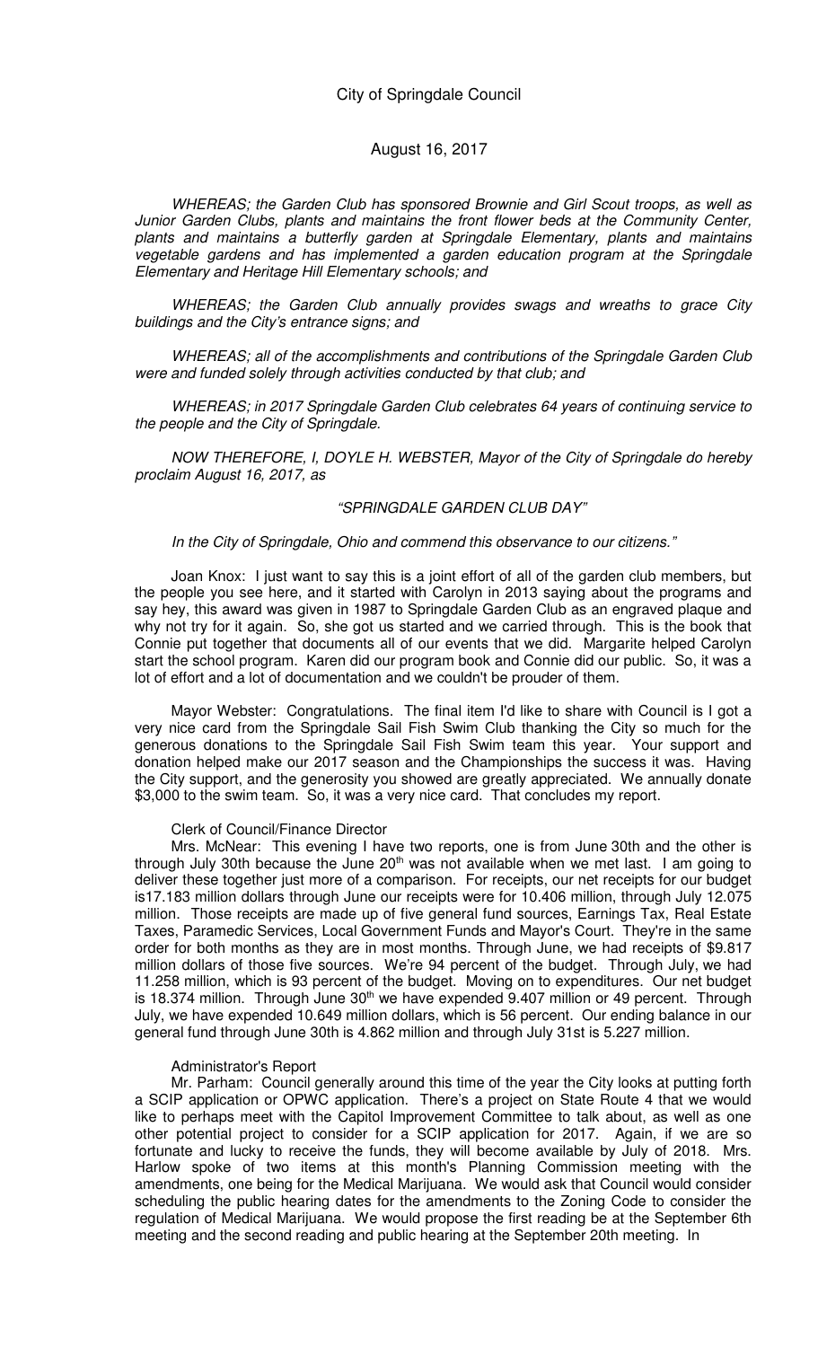City of Springdale Council

August 16, 2017

*WHEREAS; the Garden Club has sponsored Brownie and Girl Scout troops, as well as Junior Garden Clubs, plants and maintains the front flower beds at the Community Center, plants and maintains a butterfly garden at Springdale Elementary, plants and maintains vegetable gardens and has implemented a garden education program at the Springdale Elementary and Heritage Hill Elementary schools; and*

*WHEREAS; the Garden Club annually provides swags and wreaths to grace City buildings and the City's entrance signs; and*

*WHEREAS; all of the accomplishments and contributions of the Springdale Garden Club were and funded solely through activities conducted by that club; and*

*WHEREAS; in 2017 Springdale Garden Club celebrates 64 years of continuing service to the people and the City of Springdale.*

*NOW THEREFORE, I, DOYLE H. WEBSTER, Mayor of the City of Springdale do hereby proclaim August 16, 2017, as*

*"SPRINGDALE GARDEN CLUB DAY"*

*In the City of Springdale, Ohio and commend this observance to our citizens."*

Joan Knox: I just want to say this is a joint effort of all of the garden club members, but the people you see here, and it started with Carolyn in 2013 saying about the programs and say hey, this award was given in 1987 to Springdale Garden Club as an engraved plaque and why not try for it again. So, she got us started and we carried through. This is the book that Connie put together that documents all of our events that we did. Margarite helped Carolyn start the school program. Karen did our program book and Connie did our public. So, it was a lot of effort and a lot of documentation and we couldn't be prouder of them.

Mayor Webster: Congratulations. The final item I'd like to share with Council is I got a very nice card from the Springdale Sail Fish Swim Club thanking the City so much for the generous donations to the Springdale Sail Fish Swim team this year. Your support and donation helped make our 2017 season and the Championships the success it was. Having the City support, and the generosity you showed are greatly appreciated. We annually donate $3,000 to the swim team. So, it was a very nice card. That concludes my report.

Clerk of Council/Finance Director

Mrs. McNear: This evening I have two reports, one is from June 30th and the other is through July 30th because the June 20th was not available when we met last. I am going to deliver these together just more of a comparison. For receipts, our net receipts for our budget is17.183 million dollars through June our receipts were for 10.406 million, through July 12.075 million. Those receipts are made up of five general fund sources, Earnings Tax, Real Estate Taxes, Paramedic Services, Local Government Funds and Mayor's Court. They're in the same order for both months as they are in most months. Through June, we had receipts of $9.817 million dollars of those five sources. We're 94 percent of the budget. Through July, we had 11.258 million, which is 93 percent of the budget. Moving on to expenditures. Our net budget is 18.374 million. Through June 30th we have expended 9.407 million or 49 percent. Through July, we have expended 10.649 million dollars, which is 56 percent. Our ending balance in our general fund through June 30th is 4.862 million and through July 31st is 5.227 million.

Administrator's Report

Mr. Parham: Council generally around this time of the year the City looks at putting forth a SCIP application or OPWC application. There's a project on State Route 4 that we would like to perhaps meet with the Capitol Improvement Committee to talk about, as well as one other potential project to consider for a SCIP application for 2017. Again, if we are so fortunate and lucky to receive the funds, they will become available by July of 2018. Mrs. Harlow spoke of two items at this month's Planning Commission meeting with the amendments, one being for the Medical Marijuana. We would ask that Council would consider scheduling the public hearing dates for the amendments to the Zoning Code to consider the regulation of Medical Marijuana. We would propose the first reading be at the September 6th meeting and the second reading and public hearing at the September 20th meeting. In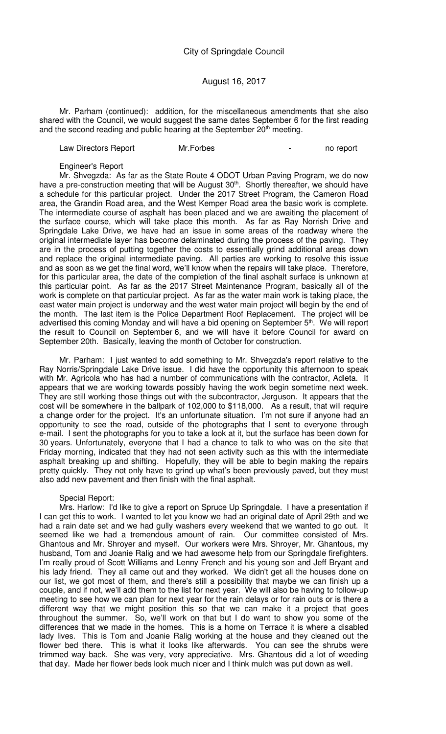Mr. Parham (continued): addition, for the miscellaneous amendments that she also shared with the Council, we would suggest the same dates September 6 for the first reading and the second reading and public hearing at the September 20th meeting.

Law Directors Report Mr.Forbes - no report

Engineer's Report

Mr. Shvegzda: As far as the State Route 4 ODOT Urban Paving Program, we do now have a pre-construction meeting that will be August 30th. Shortly thereafter, we should have a schedule for this particular project. Under the 2017 Street Program, the Cameron Road area, the Grandin Road area, and the West Kemper Road area the basic work is complete. The intermediate course of asphalt has been placed and we are awaiting the placement of the surface course, which will take place this month. As far as Ray Norrish Drive and Springdale Lake Drive, we have had an issue in some areas of the roadway where the original intermediate layer has become delaminated during the process of the paving. They are in the process of putting together the costs to essentially grind additional areas down and replace the original intermediate paving. All parties are working to resolve this issue and as soon as we get the final word, we'll know when the repairs will take place. Therefore, for this particular area, the date of the completion of the final asphalt surface is unknown at this particular point. As far as the 2017 Street Maintenance Program, basically all of the work is complete on that particular project. As far as the water main work is taking place, the east water main project is underway and the west water main project will begin by the end of the month. The last item is the Police Department Roof Replacement. The project will be advertised this coming Monday and will have a bid opening on September 5th. We will report the result to Council on September 6, and we will have it before Council for award on September 20th. Basically, leaving the month of October for construction.

Mr. Parham: I just wanted to add something to Mr. Shvegzda's report relative to the Ray Norris/Springdale Lake Drive issue. I did have the opportunity this afternoon to speak with Mr. Agricola who has had a number of communications with the contractor, Adleta. It appears that we are working towards possibly having the work begin sometime next week. They are still working those things out with the subcontractor, Jerguson. It appears that the cost will be somewhere in the ballpark of 102,000 to $118,000. As a result, that will require a change order for the project. It's an unfortunate situation. I'm not sure if anyone had an opportunity to see the road, outside of the photographs that I sent to everyone through e-mail. I sent the photographs for you to take a look at it, but the surface has been down for 30 years. Unfortunately, everyone that I had a chance to talk to who was on the site that Friday morning, indicated that they had not seen activity such as this with the intermediate asphalt breaking up and shifting. Hopefully, they will be able to begin making the repairs pretty quickly. They not only have to grind up what's been previously paved, but they must also add new pavement and then finish with the final asphalt.

Special Report:

Mrs. Harlow: I'd like to give a report on Spruce Up Springdale. I have a presentation if I can get this to work. I wanted to let you know we had an original date of April 29th and we had a rain date set and we had gully washers every weekend that we wanted to go out. It seemed like we had a tremendous amount of rain. Our committee consisted of Mrs. Ghantous and Mr. Shroyer and myself. Our workers were Mrs. Shroyer, Mr. Ghantous, my husband, Tom and Joanie Ralig and we had awesome help from our Springdale firefighters. I'm really proud of Scott Williams and Lenny French and his young son and Jeff Bryant and his lady friend. They all came out and they worked. We didn't get all the houses done on our list, we got most of them, and there's still a possibility that maybe we can finish up a couple, and if not, we'll add them to the list for next year. We will also be having to follow-up meeting to see how we can plan for next year for the rain delays or for rain outs or is there a different way that we might position this so that we can make it a project that goes throughout the summer. So, we'll work on that but I do want to show you some of the differences that we made in the homes. This is a home on Terrace it is where a disabled lady lives. This is Tom and Joanie Ralig working at the house and they cleaned out the flower bed there. This is what it looks like afterwards. You can see the shrubs were trimmed way back. She was very, very appreciative. Mrs. Ghantous did a lot of weeding that day. Made her flower beds look much nicer and I think mulch was put down as well.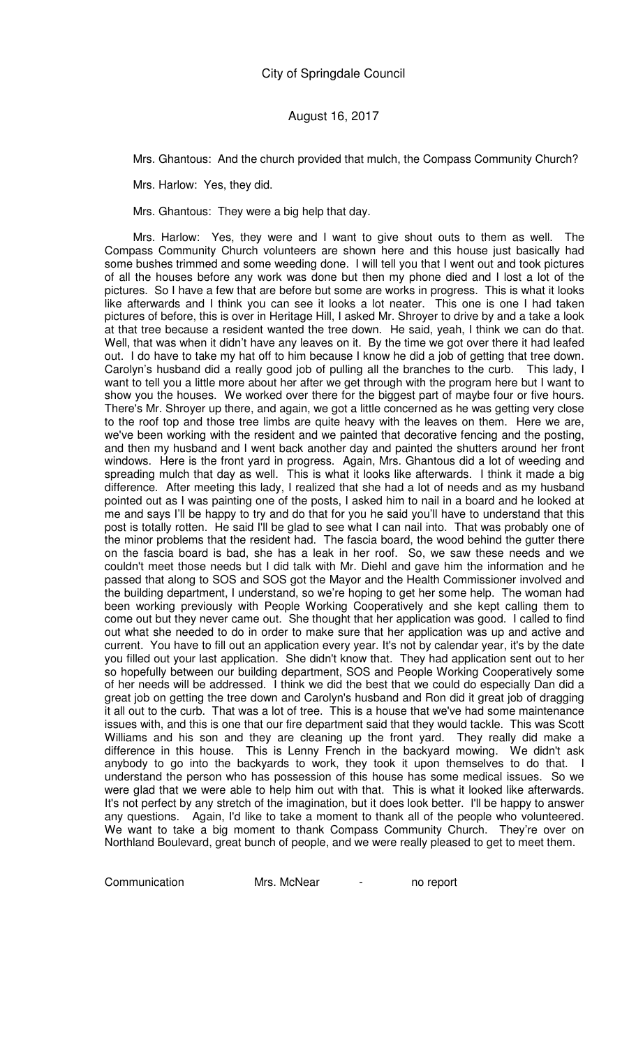Mrs. Ghantous: And the church provided that mulch, the Compass Community Church?

Mrs. Harlow: Yes, they did.

Mrs. Ghantous: They were a big help that day.

Mrs. Harlow: Yes, they were and I want to give shout outs to them as well. The Compass Community Church volunteers are shown here and this house just basically had some bushes trimmed and some weeding done. I will tell you that I went out and took pictures of all the houses before any work was done but then my phone died and I lost a lot of the pictures. So I have a few that are before but some are works in progress. This is what it looks like afterwards and I think you can see it looks a lot neater. This one is one I had taken pictures of before, this is over in Heritage Hill, I asked Mr. Shroyer to drive by and a take a look at that tree because a resident wanted the tree down. He said, yeah, I think we can do that. Well, that was when it didn't have any leaves on it. By the time we got over there it had leafed out. I do have to take my hat off to him because I know he did a job of getting that tree down. Carolyn's husband did a really good job of pulling all the branches to the curb. This lady, I want to tell you a little more about her after we get through with the program here but I want to show you the houses. We worked over there for the biggest part of maybe four or five hours. There's Mr. Shroyer up there, and again, we got a little concerned as he was getting very close to the roof top and those tree limbs are quite heavy with the leaves on them. Here we are, we've been working with the resident and we painted that decorative fencing and the posting, and then my husband and I went back another day and painted the shutters around her front windows. Here is the front yard in progress. Again, Mrs. Ghantous did a lot of weeding and spreading mulch that day as well. This is what it looks like afterwards. I think it made a big difference. After meeting this lady, I realized that she had a lot of needs and as my husband pointed out as I was painting one of the posts, I asked him to nail in a board and he looked at me and says I'll be happy to try and do that for you he said you'll have to understand that this post is totally rotten. He said I'll be glad to see what I can nail into. That was probably one of the minor problems that the resident had. The fascia board, the wood behind the gutter there on the fascia board is bad, she has a leak in her roof. So, we saw these needs and we couldn't meet those needs but I did talk with Mr. Diehl and gave him the information and he passed that along to SOS and SOS got the Mayor and the Health Commissioner involved and the building department, I understand, so we're hoping to get her some help. The woman had been working previously with People Working Cooperatively and she kept calling them to come out but they never came out. She thought that her application was good. I called to find out what she needed to do in order to make sure that her application was up and active and current. You have to fill out an application every year. It's not by calendar year, it's by the date you filled out your last application. She didn't know that. They had application sent out to her so hopefully between our building department, SOS and People Working Cooperatively some of her needs will be addressed. I think we did the best that we could do especially Dan did a great job on getting the tree down and Carolyn's husband and Ron did it great job of dragging it all out to the curb. That was a lot of tree. This is a house that we've had some maintenance issues with, and this is one that our fire department said that they would tackle. This was Scott Williams and his son and they are cleaning up the front yard. They really did make a difference in this house. This is Lenny French in the backyard mowing. We didn't ask anybody to go into the backyards to work, they took it upon themselves to do that. I understand the person who has possession of this house has some medical issues. So we were glad that we were able to help him out with that. This is what it looked like afterwards. It's not perfect by any stretch of the imagination, but it does look better. I'll be happy to answer any questions. Again, I'd like to take a moment to thank all of the people who volunteered. We want to take a big moment to thank Compass Community Church. They're over on Northland Boulevard, great bunch of people, and we were really pleased to get to meet them.

Communication Mrs. McNear - no report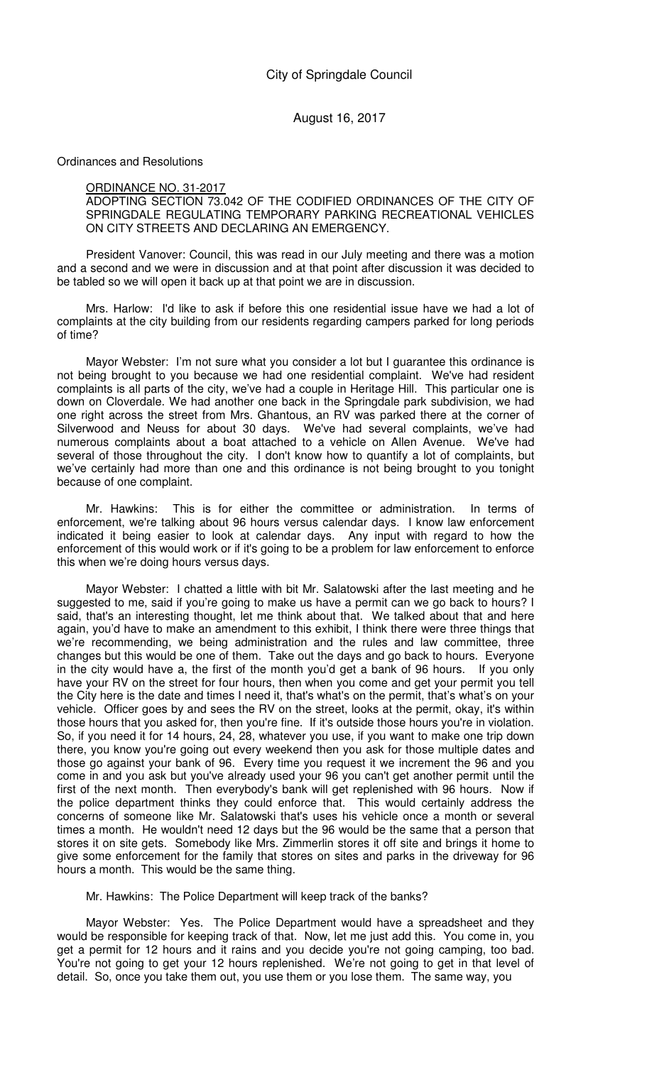City of Springdale Council

August 16, 2017

Ordinances and Resolutions

ORDINANCE NO. 31-2017
ADOPTING SECTION 73.042 OF THE CODIFIED ORDINANCES OF THE CITY OF SPRINGDALE REGULATING TEMPORARY PARKING RECREATIONAL VEHICLES ON CITY STREETS AND DECLARING AN EMERGENCY.

President Vanover: Council, this was read in our July meeting and there was a motion and a second and we were in discussion and at that point after discussion it was decided to be tabled so we will open it back up at that point we are in discussion.

Mrs. Harlow: I'd like to ask if before this one residential issue have we had a lot of complaints at the city building from our residents regarding campers parked for long periods of time?

Mayor Webster: I'm not sure what you consider a lot but I guarantee this ordinance is not being brought to you because we had one residential complaint. We've had resident complaints is all parts of the city, we've had a couple in Heritage Hill. This particular one is down on Cloverdale. We had another one back in the Springdale park subdivision, we had one right across the street from Mrs. Ghantous, an RV was parked there at the corner of Silverwood and Neuss for about 30 days. We've had several complaints, we've had numerous complaints about a boat attached to a vehicle on Allen Avenue. We've had several of those throughout the city. I don't know how to quantify a lot of complaints, but we've certainly had more than one and this ordinance is not being brought to you tonight because of one complaint.

Mr. Hawkins: This is for either the committee or administration. In terms of enforcement, we're talking about 96 hours versus calendar days. I know law enforcement indicated it being easier to look at calendar days. Any input with regard to how the enforcement of this would work or if it's going to be a problem for law enforcement to enforce this when we're doing hours versus days.

Mayor Webster: I chatted a little with bit Mr. Salatowski after the last meeting and he suggested to me, said if you're going to make us have a permit can we go back to hours? I said, that's an interesting thought, let me think about that. We talked about that and here again, you'd have to make an amendment to this exhibit, I think there were three things that we're recommending, we being administration and the rules and law committee, three changes but this would be one of them. Take out the days and go back to hours. Everyone in the city would have a, the first of the month you'd get a bank of 96 hours. If you only have your RV on the street for four hours, then when you come and get your permit you tell the City here is the date and times I need it, that's what's on the permit, that's what's on your vehicle. Officer goes by and sees the RV on the street, looks at the permit, okay, it's within those hours that you asked for, then you're fine. If it's outside those hours you're in violation. So, if you need it for 14 hours, 24, 28, whatever you use, if you want to make one trip down there, you know you're going out every weekend then you ask for those multiple dates and those go against your bank of 96. Every time you request it we increment the 96 and you come in and you ask but you've already used your 96 you can't get another permit until the first of the next month. Then everybody's bank will get replenished with 96 hours. Now if the police department thinks they could enforce that. This would certainly address the concerns of someone like Mr. Salatowski that's uses his vehicle once a month or several times a month. He wouldn't need 12 days but the 96 would be the same that a person that stores it on site gets. Somebody like Mrs. Zimmerlin stores it off site and brings it home to give some enforcement for the family that stores on sites and parks in the driveway for 96 hours a month. This would be the same thing.

Mr. Hawkins: The Police Department will keep track of the banks?

Mayor Webster: Yes. The Police Department would have a spreadsheet and they would be responsible for keeping track of that. Now, let me just add this. You come in, you get a permit for 12 hours and it rains and you decide you're not going camping, too bad. You're not going to get your 12 hours replenished. We're not going to get in that level of detail. So, once you take them out, you use them or you lose them. The same way, you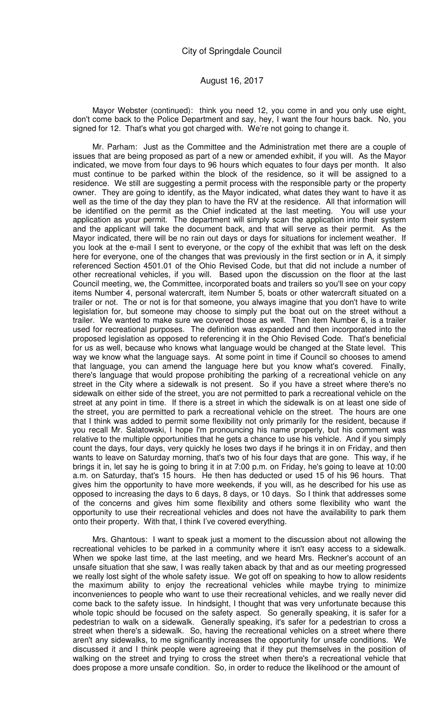Mayor Webster (continued): think you need 12, you come in and you only use eight, don't come back to the Police Department and say, hey, I want the four hours back. No, you signed for 12. That's what you got charged with. We're not going to change it.

Mr. Parham: Just as the Committee and the Administration met there are a couple of issues that are being proposed as part of a new or amended exhibit, if you will. As the Mayor indicated, we move from four days to 96 hours which equates to four days per month. It also must continue to be parked within the block of the residence, so it will be assigned to a residence. We still are suggesting a permit process with the responsible party or the property owner. They are going to identify, as the Mayor indicated, what dates they want to have it as well as the time of the day they plan to have the RV at the residence. All that information will be identified on the permit as the Chief indicated at the last meeting. You will use your application as your permit. The department will simply scan the application into their system and the applicant will take the document back, and that will serve as their permit. As the Mayor indicated, there will be no rain out days or days for situations for inclement weather. If you look at the e-mail I sent to everyone, or the copy of the exhibit that was left on the desk here for everyone, one of the changes that was previously in the first section or in A, it simply referenced Section 4501.01 of the Ohio Revised Code, but that did not include a number of other recreational vehicles, if you will. Based upon the discussion on the floor at the last Council meeting, we, the Committee, incorporated boats and trailers so you'll see on your copy items Number 4, personal watercraft, item Number 5, boats or other watercraft situated on a trailer or not. The or not is for that someone, you always imagine that you don't have to write legislation for, but someone may choose to simply put the boat out on the street without a trailer. We wanted to make sure we covered those as well. Then item Number 6, is a trailer used for recreational purposes. The definition was expanded and then incorporated into the proposed legislation as opposed to referencing it in the Ohio Revised Code. That's beneficial for us as well, because who knows what language would be changed at the State level. This way we know what the language says. At some point in time if Council so chooses to amend that language, you can amend the language here but you know what's covered. Finally, there's language that would propose prohibiting the parking of a recreational vehicle on any street in the City where a sidewalk is not present. So if you have a street where there's no sidewalk on either side of the street, you are not permitted to park a recreational vehicle on the street at any point in time. If there is a street in which the sidewalk is on at least one side of the street, you are permitted to park a recreational vehicle on the street. The hours are one that I think was added to permit some flexibility not only primarily for the resident, because if you recall Mr. Salatowski, I hope I'm pronouncing his name properly, but his comment was relative to the multiple opportunities that he gets a chance to use his vehicle. And if you simply count the days, four days, very quickly he loses two days if he brings it in on Friday, and then wants to leave on Saturday morning, that's two of his four days that are gone. This way, if he brings it in, let say he is going to bring it in at 7:00 p.m. on Friday, he's going to leave at 10:00 a.m. on Saturday, that's 15 hours. He then has deducted or used 15 of his 96 hours. That gives him the opportunity to have more weekends, if you will, as he described for his use as opposed to increasing the days to 6 days, 8 days, or 10 days. So I think that addresses some of the concerns and gives him some flexibility and others some flexibility who want the opportunity to use their recreational vehicles and does not have the availability to park them onto their property. With that, I think I've covered everything.

Mrs. Ghantous: I want to speak just a moment to the discussion about not allowing the recreational vehicles to be parked in a community where it isn't easy access to a sidewalk. When we spoke last time, at the last meeting, and we heard Mrs. Reckner's account of an unsafe situation that she saw, I was really taken aback by that and as our meeting progressed we really lost sight of the whole safety issue. We got off on speaking to how to allow residents the maximum ability to enjoy the recreational vehicles while maybe trying to minimize inconveniences to people who want to use their recreational vehicles, and we really never did come back to the safety issue. In hindsight, I thought that was very unfortunate because this whole topic should be focused on the safety aspect. So generally speaking, it is safer for a pedestrian to walk on a sidewalk. Generally speaking, it's safer for a pedestrian to cross a street when there's a sidewalk. So, having the recreational vehicles on a street where there aren't any sidewalks, to me significantly increases the opportunity for unsafe conditions. We discussed it and I think people were agreeing that if they put themselves in the position of walking on the street and trying to cross the street when there's a recreational vehicle that does propose a more unsafe condition. So, in order to reduce the likelihood or the amount of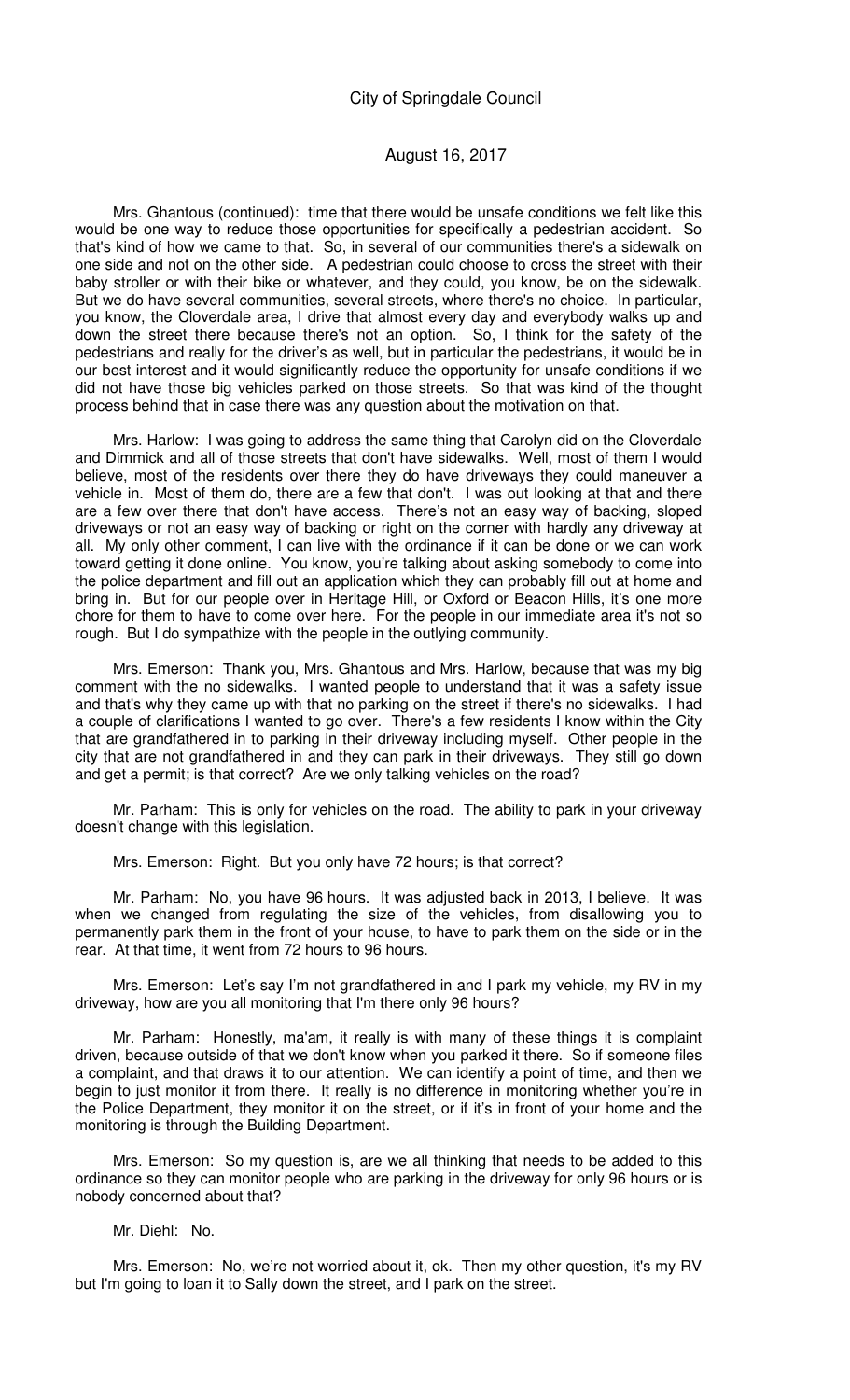Mrs. Ghantous (continued): time that there would be unsafe conditions we felt like this would be one way to reduce those opportunities for specifically a pedestrian accident. So that's kind of how we came to that. So, in several of our communities there's a sidewalk on one side and not on the other side. A pedestrian could choose to cross the street with their baby stroller or with their bike or whatever, and they could, you know, be on the sidewalk. But we do have several communities, several streets, where there's no choice. In particular, you know, the Cloverdale area, I drive that almost every day and everybody walks up and down the street there because there's not an option. So, I think for the safety of the pedestrians and really for the driver's as well, but in particular the pedestrians, it would be in our best interest and it would significantly reduce the opportunity for unsafe conditions if we did not have those big vehicles parked on those streets. So that was kind of the thought process behind that in case there was any question about the motivation on that.

Mrs. Harlow: I was going to address the same thing that Carolyn did on the Cloverdale and Dimmick and all of those streets that don't have sidewalks. Well, most of them I would believe, most of the residents over there they do have driveways they could maneuver a vehicle in. Most of them do, there are a few that don't. I was out looking at that and there are a few over there that don't have access. There's not an easy way of backing, sloped driveways or not an easy way of backing or right on the corner with hardly any driveway at all. My only other comment, I can live with the ordinance if it can be done or we can work toward getting it done online. You know, you're talking about asking somebody to come into the police department and fill out an application which they can probably fill out at home and bring in. But for our people over in Heritage Hill, or Oxford or Beacon Hills, it's one more chore for them to have to come over here. For the people in our immediate area it's not so rough. But I do sympathize with the people in the outlying community.

Mrs. Emerson: Thank you, Mrs. Ghantous and Mrs. Harlow, because that was my big comment with the no sidewalks. I wanted people to understand that it was a safety issue and that's why they came up with that no parking on the street if there's no sidewalks. I had a couple of clarifications I wanted to go over. There's a few residents I know within the City that are grandfathered in to parking in their driveway including myself. Other people in the city that are not grandfathered in and they can park in their driveways. They still go down and get a permit; is that correct? Are we only talking vehicles on the road?

Mr. Parham: This is only for vehicles on the road. The ability to park in your driveway doesn't change with this legislation.

Mrs. Emerson: Right. But you only have 72 hours; is that correct?

Mr. Parham: No, you have 96 hours. It was adjusted back in 2013, I believe. It was when we changed from regulating the size of the vehicles, from disallowing you to permanently park them in the front of your house, to have to park them on the side or in the rear. At that time, it went from 72 hours to 96 hours.

Mrs. Emerson: Let's say I'm not grandfathered in and I park my vehicle, my RV in my driveway, how are you all monitoring that I'm there only 96 hours?

Mr. Parham: Honestly, ma'am, it really is with many of these things it is complaint driven, because outside of that we don't know when you parked it there. So if someone files a complaint, and that draws it to our attention. We can identify a point of time, and then we begin to just monitor it from there. It really is no difference in monitoring whether you're in the Police Department, they monitor it on the street, or if it's in front of your home and the monitoring is through the Building Department.

Mrs. Emerson: So my question is, are we all thinking that needs to be added to this ordinance so they can monitor people who are parking in the driveway for only 96 hours or is nobody concerned about that?

Mr. Diehl: No.

Mrs. Emerson: No, we're not worried about it, ok. Then my other question, it's my RV but I'm going to loan it to Sally down the street, and I park on the street.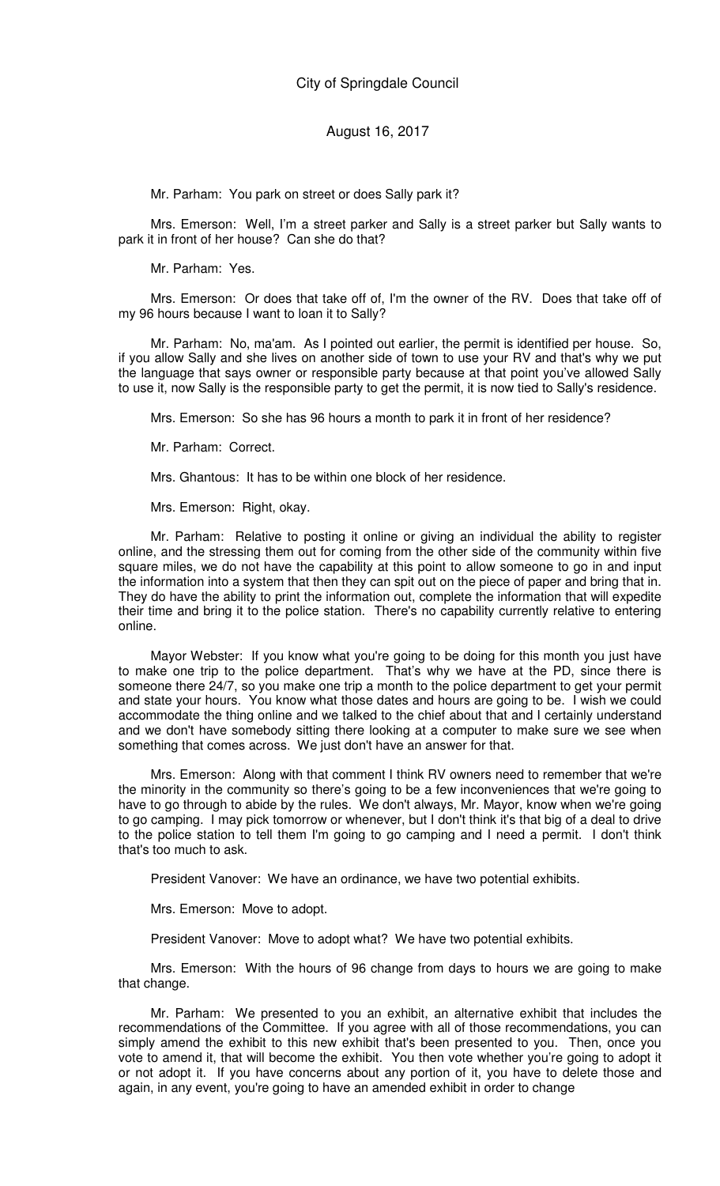Mr. Parham: You park on street or does Sally park it?

Mrs. Emerson: Well, I'm a street parker and Sally is a street parker but Sally wants to park it in front of her house? Can she do that?

Mr. Parham: Yes.

Mrs. Emerson: Or does that take off of, I'm the owner of the RV. Does that take off of my 96 hours because I want to loan it to Sally?

Mr. Parham: No, ma'am. As I pointed out earlier, the permit is identified per house. So, if you allow Sally and she lives on another side of town to use your RV and that's why we put the language that says owner or responsible party because at that point you've allowed Sally to use it, now Sally is the responsible party to get the permit, it is now tied to Sally's residence.

Mrs. Emerson: So she has 96 hours a month to park it in front of her residence?

Mr. Parham: Correct.

Mrs. Ghantous: It has to be within one block of her residence.

Mrs. Emerson: Right, okay.

Mr. Parham: Relative to posting it online or giving an individual the ability to register online, and the stressing them out for coming from the other side of the community within five square miles, we do not have the capability at this point to allow someone to go in and input the information into a system that then they can spit out on the piece of paper and bring that in. They do have the ability to print the information out, complete the information that will expedite their time and bring it to the police station. There's no capability currently relative to entering online.

Mayor Webster: If you know what you're going to be doing for this month you just have to make one trip to the police department. That's why we have at the PD, since there is someone there 24/7, so you make one trip a month to the police department to get your permit and state your hours. You know what those dates and hours are going to be. I wish we could accommodate the thing online and we talked to the chief about that and I certainly understand and we don't have somebody sitting there looking at a computer to make sure we see when something that comes across. We just don't have an answer for that.

Mrs. Emerson: Along with that comment I think RV owners need to remember that we're the minority in the community so there's going to be a few inconveniences that we're going to have to go through to abide by the rules. We don't always, Mr. Mayor, know when we're going to go camping. I may pick tomorrow or whenever, but I don't think it's that big of a deal to drive to the police station to tell them I'm going to go camping and I need a permit. I don't think that's too much to ask.

President Vanover: We have an ordinance, we have two potential exhibits.

Mrs. Emerson: Move to adopt.

President Vanover: Move to adopt what? We have two potential exhibits.

Mrs. Emerson: With the hours of 96 change from days to hours we are going to make that change.

Mr. Parham: We presented to you an exhibit, an alternative exhibit that includes the recommendations of the Committee. If you agree with all of those recommendations, you can simply amend the exhibit to this new exhibit that's been presented to you. Then, once you vote to amend it, that will become the exhibit. You then vote whether you're going to adopt it or not adopt it. If you have concerns about any portion of it, you have to delete those and again, in any event, you're going to have an amended exhibit in order to change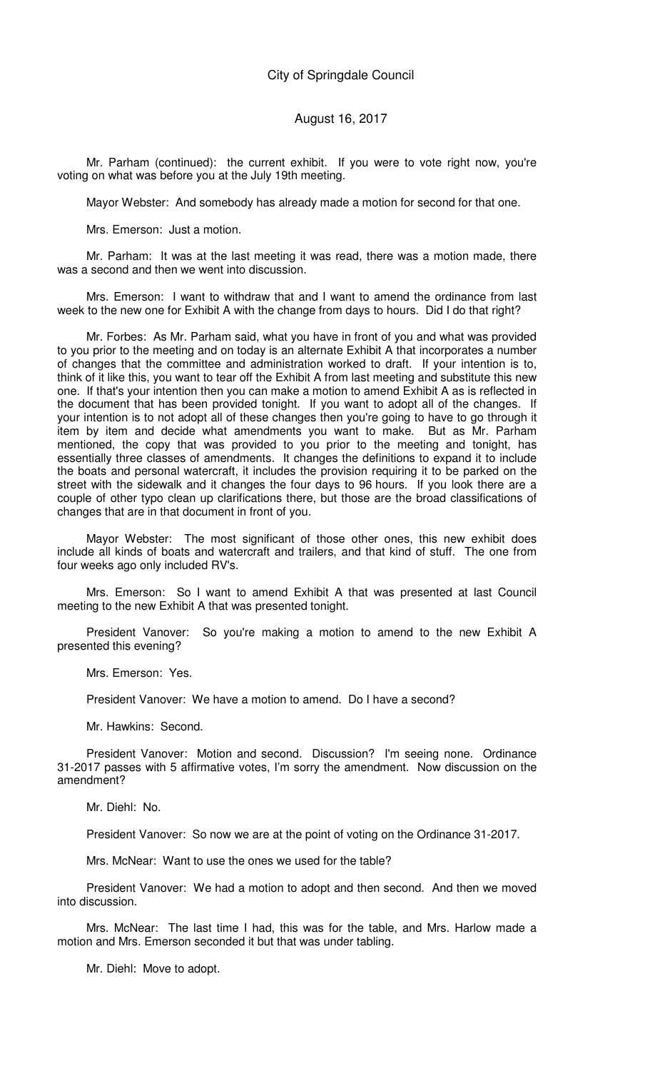Mr. Parham (continued): the current exhibit. If you were to vote right now, you're voting on what was before you at the July 19th meeting.

Mayor Webster: And somebody has already made a motion for second for that one.

Mrs. Emerson: Just a motion.

Mr. Parham: It was at the last meeting it was read, there was a motion made, there was a second and then we went into discussion.

Mrs. Emerson: I want to withdraw that and I want to amend the ordinance from last week to the new one for Exhibit A with the change from days to hours. Did I do that right?

Mr. Forbes: As Mr. Parham said, what you have in front of you and what was provided to you prior to the meeting and on today is an alternate Exhibit A that incorporates a number of changes that the committee and administration worked to draft. If your intention is to, think of it like this, you want to tear off the Exhibit A from last meeting and substitute this new one. If that's your intention then you can make a motion to amend Exhibit A as is reflected in the document that has been provided tonight. If you want to adopt all of the changes. If your intention is to not adopt all of these changes then you're going to have to go through it item by item and decide what amendments you want to make. But as Mr. Parham mentioned, the copy that was provided to you prior to the meeting and tonight, has essentially three classes of amendments. It changes the definitions to expand it to include the boats and personal watercraft, it includes the provision requiring it to be parked on the street with the sidewalk and it changes the four days to 96 hours. If you look there are a couple of other typo clean up clarifications there, but those are the broad classifications of changes that are in that document in front of you.

Mayor Webster: The most significant of those other ones, this new exhibit does include all kinds of boats and watercraft and trailers, and that kind of stuff. The one from four weeks ago only included RV's.

Mrs. Emerson: So I want to amend Exhibit A that was presented at last Council meeting to the new Exhibit A that was presented tonight.

President Vanover: So you're making a motion to amend to the new Exhibit A presented this evening?

Mrs. Emerson: Yes.

President Vanover: We have a motion to amend. Do I have a second?

Mr. Hawkins: Second.

President Vanover: Motion and second. Discussion? I'm seeing none. Ordinance 31-2017 passes with 5 affirmative votes, I'm sorry the amendment. Now discussion on the amendment?

Mr. Diehl: No.

President Vanover: So now we are at the point of voting on the Ordinance 31-2017.

Mrs. McNear: Want to use the ones we used for the table?

President Vanover: We had a motion to adopt and then second. And then we moved into discussion.

Mrs. McNear: The last time I had, this was for the table, and Mrs. Harlow made a motion and Mrs. Emerson seconded it but that was under tabling.

Mr. Diehl: Move to adopt.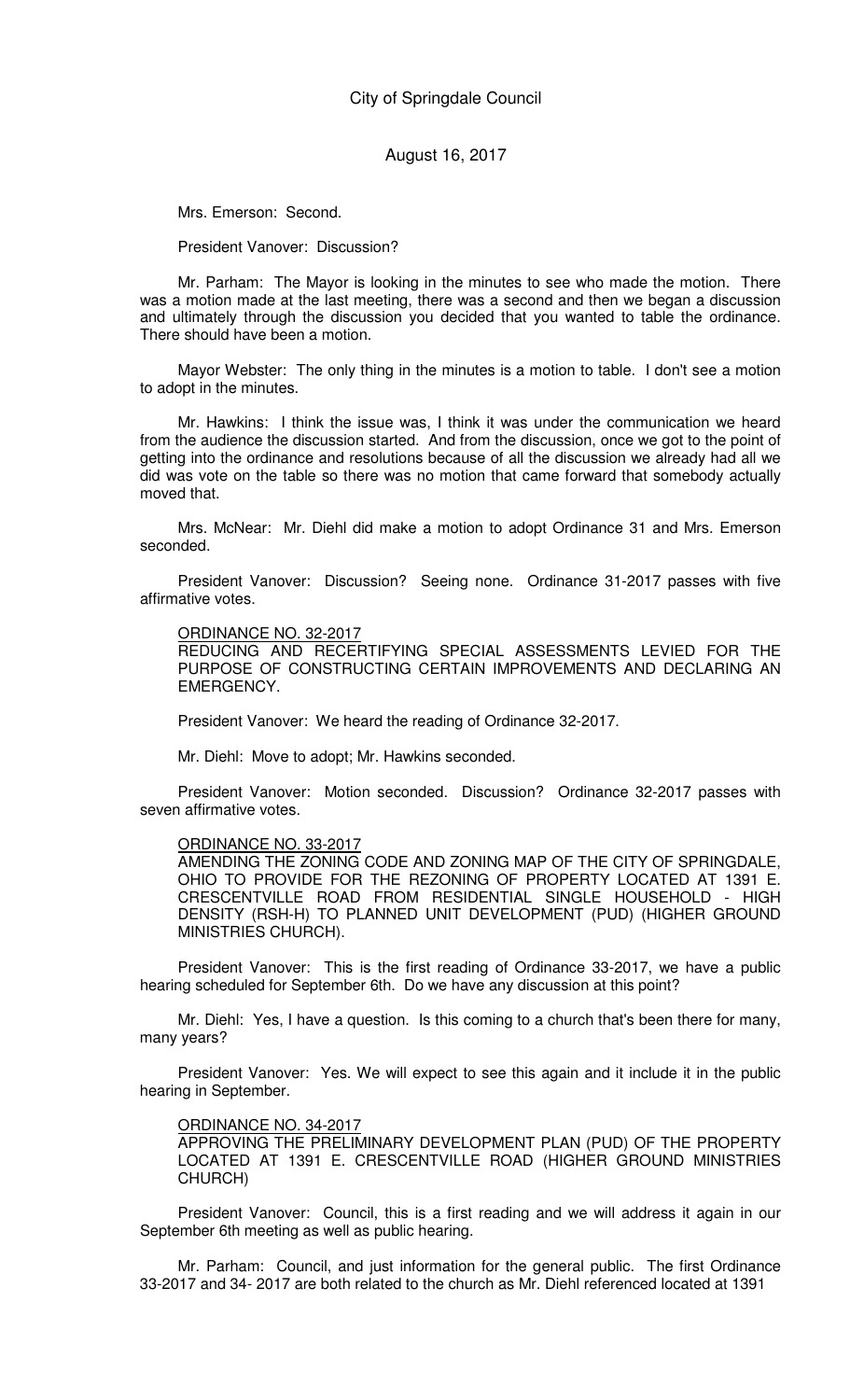Mrs. Emerson: Second.

President Vanover: Discussion?

Mr. Parham: The Mayor is looking in the minutes to see who made the motion. There was a motion made at the last meeting, there was a second and then we began a discussion and ultimately through the discussion you decided that you wanted to table the ordinance. There should have been a motion.

Mayor Webster: The only thing in the minutes is a motion to table. I don't see a motion to adopt in the minutes.

Mr. Hawkins: I think the issue was, I think it was under the communication we heard from the audience the discussion started. And from the discussion, once we got to the point of getting into the ordinance and resolutions because of all the discussion we already had all we did was vote on the table so there was no motion that came forward that somebody actually moved that.

Mrs. McNear: Mr. Diehl did make a motion to adopt Ordinance 31 and Mrs. Emerson seconded.

President Vanover: Discussion? Seeing none. Ordinance 31-2017 passes with five affirmative votes.

ORDINANCE NO. 32-2017
REDUCING AND RECERTIFYING SPECIAL ASSESSMENTS LEVIED FOR THE PURPOSE OF CONSTRUCTING CERTAIN IMPROVEMENTS AND DECLARING AN EMERGENCY.

President Vanover: We heard the reading of Ordinance 32-2017.

Mr. Diehl: Move to adopt; Mr. Hawkins seconded.

President Vanover: Motion seconded. Discussion? Ordinance 32-2017 passes with seven affirmative votes.

ORDINANCE NO. 33-2017
AMENDING THE ZONING CODE AND ZONING MAP OF THE CITY OF SPRINGDALE, OHIO TO PROVIDE FOR THE REZONING OF PROPERTY LOCATED AT 1391 E. CRESCENTVILLE ROAD FROM RESIDENTIAL SINGLE HOUSEHOLD - HIGH DENSITY (RSH-H) TO PLANNED UNIT DEVELOPMENT (PUD) (HIGHER GROUND MINISTRIES CHURCH).

President Vanover: This is the first reading of Ordinance 33-2017, we have a public hearing scheduled for September 6th. Do we have any discussion at this point?

Mr. Diehl: Yes, I have a question. Is this coming to a church that's been there for many, many years?

President Vanover: Yes. We will expect to see this again and it include it in the public hearing in September.

ORDINANCE NO. 34-2017
APPROVING THE PRELIMINARY DEVELOPMENT PLAN (PUD) OF THE PROPERTY LOCATED AT 1391 E. CRESCENTVILLE ROAD (HIGHER GROUND MINISTRIES CHURCH)

President Vanover: Council, this is a first reading and we will address it again in our September 6th meeting as well as public hearing.

Mr. Parham: Council, and just information for the general public. The first Ordinance 33-2017 and 34- 2017 are both related to the church as Mr. Diehl referenced located at 1391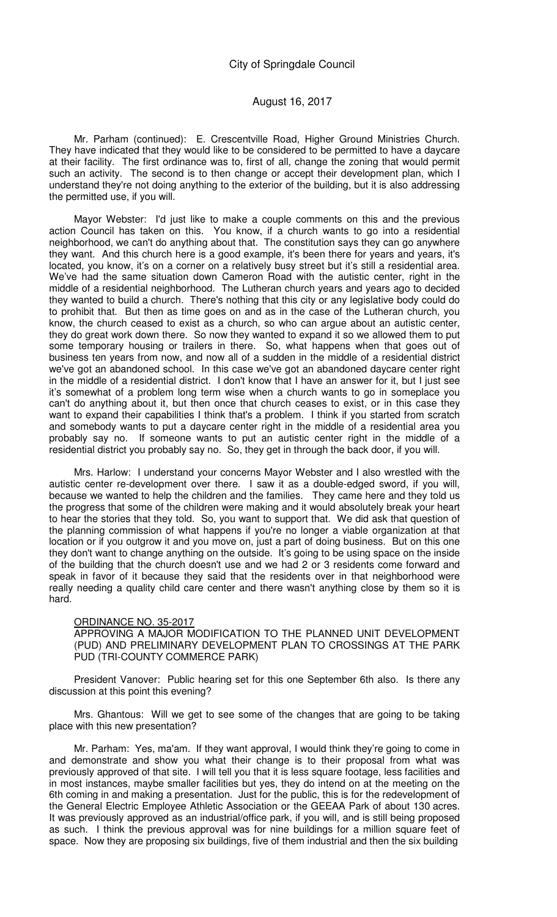Mr. Parham (continued): E. Crescentville Road, Higher Ground Ministries Church. They have indicated that they would like to be considered to be permitted to have a daycare at their facility. The first ordinance was to, first of all, change the zoning that would permit such an activity. The second is to then change or accept their development plan, which I understand they're not doing anything to the exterior of the building, but it is also addressing the permitted use, if you will.

Mayor Webster: I'd just like to make a couple comments on this and the previous action Council has taken on this. You know, if a church wants to go into a residential neighborhood, we can't do anything about that. The constitution says they can go anywhere they want. And this church here is a good example, it's been there for years and years, it's located, you know, it's on a corner on a relatively busy street but it's still a residential area. We've had the same situation down Cameron Road with the autistic center, right in the middle of a residential neighborhood. The Lutheran church years and years ago to decided they wanted to build a church. There's nothing that this city or any legislative body could do to prohibit that. But then as time goes on and as in the case of the Lutheran church, you know, the church ceased to exist as a church, so who can argue about an autistic center, they do great work down there. So now they wanted to expand it so we allowed them to put some temporary housing or trailers in there. So, what happens when that goes out of business ten years from now, and now all of a sudden in the middle of a residential district we've got an abandoned school. In this case we've got an abandoned daycare center right in the middle of a residential district. I don't know that I have an answer for it, but I just see it's somewhat of a problem long term wise when a church wants to go in someplace you can't do anything about it, but then once that church ceases to exist, or in this case they want to expand their capabilities I think that's a problem. I think if you started from scratch and somebody wants to put a daycare center right in the middle of a residential area you probably say no. If someone wants to put an autistic center right in the middle of a residential district you probably say no. So, they get in through the back door, if you will.

Mrs. Harlow: I understand your concerns Mayor Webster and I also wrestled with the autistic center re-development over there. I saw it as a double-edged sword, if you will, because we wanted to help the children and the families. They came here and they told us the progress that some of the children were making and it would absolutely break your heart to hear the stories that they told. So, you want to support that. We did ask that question of the planning commission of what happens if you're no longer a viable organization at that location or if you outgrow it and you move on, just a part of doing business. But on this one they don't want to change anything on the outside. It's going to be using space on the inside of the building that the church doesn't use and we had 2 or 3 residents come forward and speak in favor of it because they said that the residents over in that neighborhood were really needing a quality child care center and there wasn't anything close by them so it is hard.

ORDINANCE NO. 35-2017
APPROVING A MAJOR MODIFICATION TO THE PLANNED UNIT DEVELOPMENT (PUD) AND PRELIMINARY DEVELOPMENT PLAN TO CROSSINGS AT THE PARK PUD (TRI-COUNTY COMMERCE PARK)

President Vanover: Public hearing set for this one September 6th also. Is there any discussion at this point this evening?

Mrs. Ghantous: Will we get to see some of the changes that are going to be taking place with this new presentation?

Mr. Parham: Yes, ma'am. If they want approval, I would think they're going to come in and demonstrate and show you what their change is to their proposal from what was previously approved of that site. I will tell you that it is less square footage, less facilities and in most instances, maybe smaller facilities but yes, they do intend on at the meeting on the 6th coming in and making a presentation. Just for the public, this is for the redevelopment of the General Electric Employee Athletic Association or the GEEAA Park of about 130 acres. It was previously approved as an industrial/office park, if you will, and is still being proposed as such. I think the previous approval was for nine buildings for a million square feet of space. Now they are proposing six buildings, five of them industrial and then the six building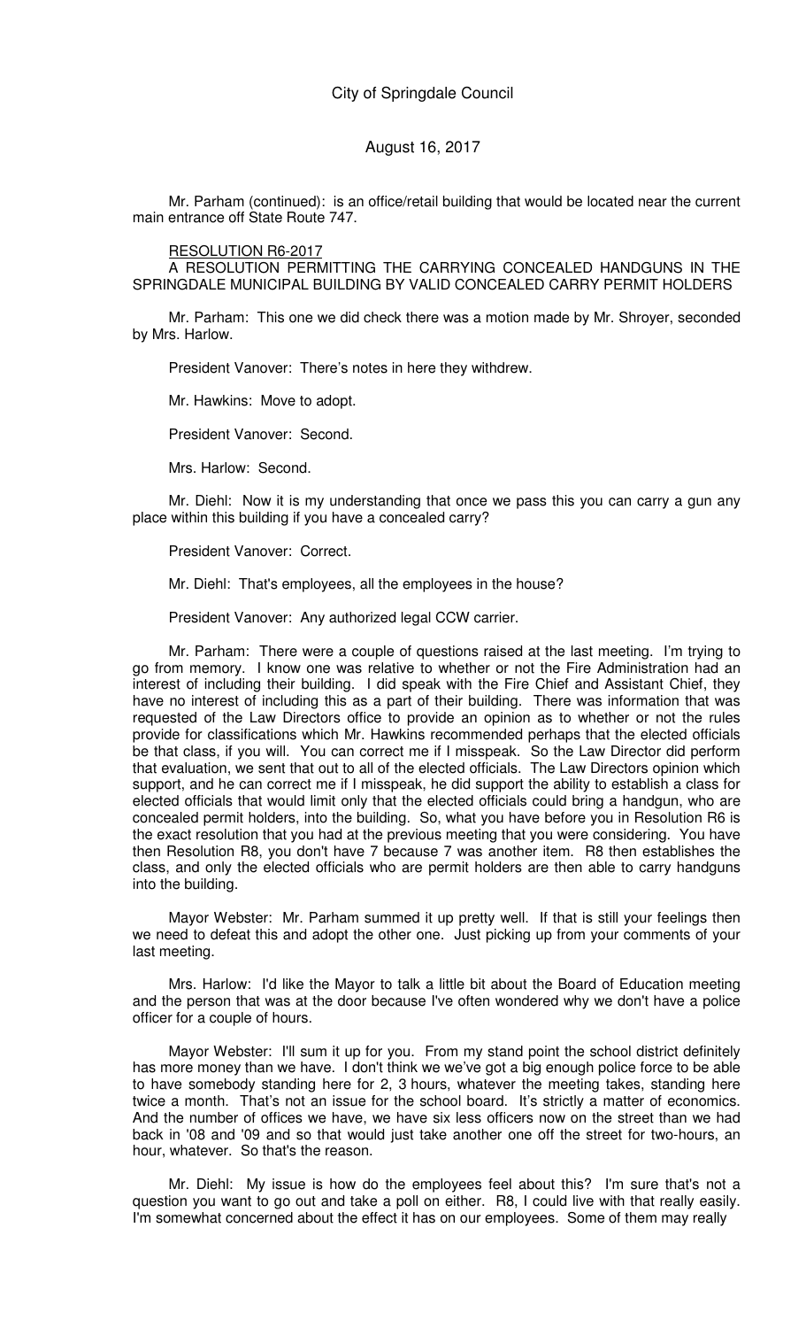Mr. Parham (continued): is an office/retail building that would be located near the current main entrance off State Route 747.

RESOLUTION R6-2017

A RESOLUTION PERMITTING THE CARRYING CONCEALED HANDGUNS IN THE SPRINGDALE MUNICIPAL BUILDING BY VALID CONCEALED CARRY PERMIT HOLDERS

Mr. Parham: This one we did check there was a motion made by Mr. Shroyer, seconded by Mrs. Harlow.

President Vanover: There's notes in here they withdrew.

Mr. Hawkins: Move to adopt.

President Vanover: Second.

Mrs. Harlow: Second.

Mr. Diehl: Now it is my understanding that once we pass this you can carry a gun any place within this building if you have a concealed carry?

President Vanover: Correct.

Mr. Diehl: That's employees, all the employees in the house?

President Vanover: Any authorized legal CCW carrier.

Mr. Parham: There were a couple of questions raised at the last meeting. I'm trying to go from memory. I know one was relative to whether or not the Fire Administration had an interest of including their building. I did speak with the Fire Chief and Assistant Chief, they have no interest of including this as a part of their building. There was information that was requested of the Law Directors office to provide an opinion as to whether or not the rules provide for classifications which Mr. Hawkins recommended perhaps that the elected officials be that class, if you will. You can correct me if I misspeak. So the Law Director did perform that evaluation, we sent that out to all of the elected officials. The Law Directors opinion which support, and he can correct me if I misspeak, he did support the ability to establish a class for elected officials that would limit only that the elected officials could bring a handgun, who are concealed permit holders, into the building. So, what you have before you in Resolution R6 is the exact resolution that you had at the previous meeting that you were considering. You have then Resolution R8, you don't have 7 because 7 was another item. R8 then establishes the class, and only the elected officials who are permit holders are then able to carry handguns into the building.

Mayor Webster: Mr. Parham summed it up pretty well. If that is still your feelings then we need to defeat this and adopt the other one. Just picking up from your comments of your last meeting.

Mrs. Harlow: I'd like the Mayor to talk a little bit about the Board of Education meeting and the person that was at the door because I've often wondered why we don't have a police officer for a couple of hours.

Mayor Webster: I'll sum it up for you. From my stand point the school district definitely has more money than we have. I don't think we we've got a big enough police force to be able to have somebody standing here for 2, 3 hours, whatever the meeting takes, standing here twice a month. That's not an issue for the school board. It's strictly a matter of economics. And the number of offices we have, we have six less officers now on the street than we had back in '08 and '09 and so that would just take another one off the street for two-hours, an hour, whatever. So that's the reason.

Mr. Diehl: My issue is how do the employees feel about this? I'm sure that's not a question you want to go out and take a poll on either. R8, I could live with that really easily. I'm somewhat concerned about the effect it has on our employees. Some of them may really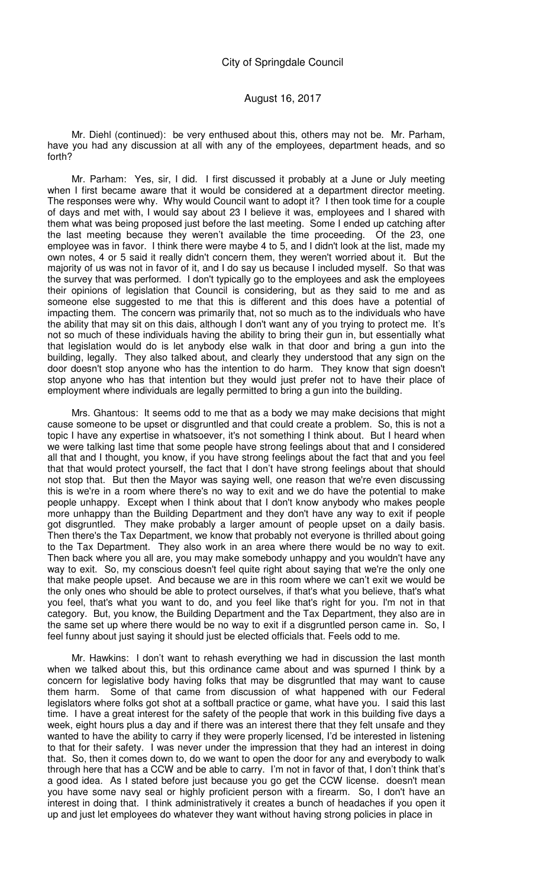Mr. Diehl (continued): be very enthused about this, others may not be. Mr. Parham, have you had any discussion at all with any of the employees, department heads, and so forth?

Mr. Parham: Yes, sir, I did. I first discussed it probably at a June or July meeting when I first became aware that it would be considered at a department director meeting. The responses were why. Why would Council want to adopt it? I then took time for a couple of days and met with, I would say about 23 I believe it was, employees and I shared with them what was being proposed just before the last meeting. Some I ended up catching after the last meeting because they weren't available the time proceeding. Of the 23, one employee was in favor. I think there were maybe 4 to 5, and I didn't look at the list, made my own notes, 4 or 5 said it really didn't concern them, they weren't worried about it. But the majority of us was not in favor of it, and I do say us because I included myself. So that was the survey that was performed. I don't typically go to the employees and ask the employees their opinions of legislation that Council is considering, but as they said to me and as someone else suggested to me that this is different and this does have a potential of impacting them. The concern was primarily that, not so much as to the individuals who have the ability that may sit on this dais, although I don't want any of you trying to protect me. It's not so much of these individuals having the ability to bring their gun in, but essentially what that legislation would do is let anybody else walk in that door and bring a gun into the building, legally. They also talked about, and clearly they understood that any sign on the door doesn't stop anyone who has the intention to do harm. They know that sign doesn't stop anyone who has that intention but they would just prefer not to have their place of employment where individuals are legally permitted to bring a gun into the building.

Mrs. Ghantous: It seems odd to me that as a body we may make decisions that might cause someone to be upset or disgruntled and that could create a problem. So, this is not a topic I have any expertise in whatsoever, it's not something I think about. But I heard when we were talking last time that some people have strong feelings about that and I considered all that and I thought, you know, if you have strong feelings about the fact that and you feel that that would protect yourself, the fact that I don't have strong feelings about that should not stop that. But then the Mayor was saying well, one reason that we're even discussing this is we're in a room where there's no way to exit and we do have the potential to make people unhappy. Except when I think about that I don't know anybody who makes people more unhappy than the Building Department and they don't have any way to exit if people got disgruntled. They make probably a larger amount of people upset on a daily basis. Then there's the Tax Department, we know that probably not everyone is thrilled about going to the Tax Department. They also work in an area where there would be no way to exit. Then back where you all are, you may make somebody unhappy and you wouldn't have any way to exit. So, my conscious doesn't feel quite right about saying that we're the only one that make people upset. And because we are in this room where we can't exit we would be the only ones who should be able to protect ourselves, if that's what you believe, that's what you feel, that's what you want to do, and you feel like that's right for you. I'm not in that category. But, you know, the Building Department and the Tax Department, they also are in the same set up where there would be no way to exit if a disgruntled person came in. So, I feel funny about just saying it should just be elected officials that. Feels odd to me.

Mr. Hawkins: I don't want to rehash everything we had in discussion the last month when we talked about this, but this ordinance came about and was spurned I think by a concern for legislative body having folks that may be disgruntled that may want to cause them harm. Some of that came from discussion of what happened with our Federal legislators where folks got shot at a softball practice or game, what have you. I said this last time. I have a great interest for the safety of the people that work in this building five days a week, eight hours plus a day and if there was an interest there that they felt unsafe and they wanted to have the ability to carry if they were properly licensed, I'd be interested in listening to that for their safety. I was never under the impression that they had an interest in doing that. So, then it comes down to, do we want to open the door for any and everybody to walk through here that has a CCW and be able to carry. I'm not in favor of that, I don't think that's a good idea. As I stated before just because you go get the CCW license. doesn't mean you have some navy seal or highly proficient person with a firearm. So, I don't have an interest in doing that. I think administratively it creates a bunch of headaches if you open it up and just let employees do whatever they want without having strong policies in place in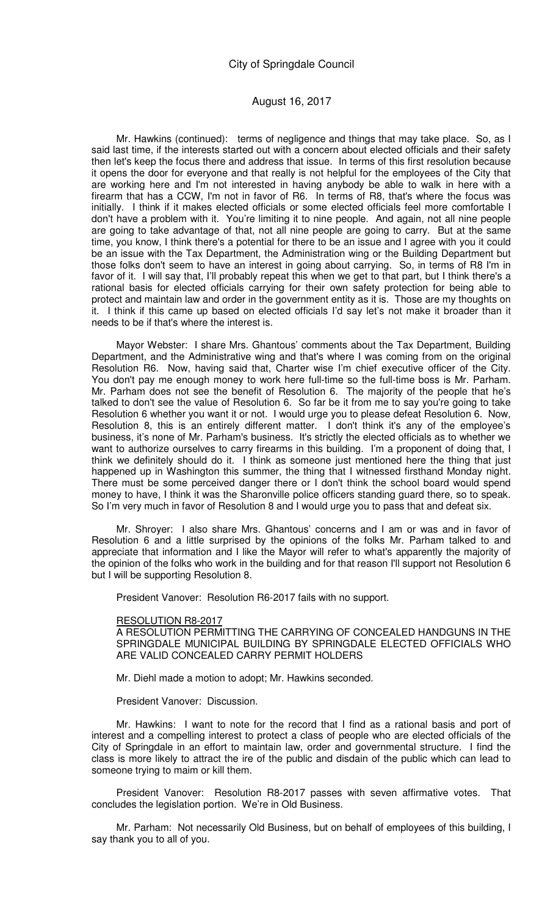Mr. Hawkins (continued): terms of negligence and things that may take place. So, as I said last time, if the interests started out with a concern about elected officials and their safety then let's keep the focus there and address that issue. In terms of this first resolution because it opens the door for everyone and that really is not helpful for the employees of the City that are working here and I'm not interested in having anybody be able to walk in here with a firearm that has a CCW, I'm not in favor of R6. In terms of R8, that's where the focus was initially. I think if it makes elected officials or some elected officials feel more comfortable I don't have a problem with it. You're limiting it to nine people. And again, not all nine people are going to take advantage of that, not all nine people are going to carry. But at the same time, you know, I think there's a potential for there to be an issue and I agree with you it could be an issue with the Tax Department, the Administration wing or the Building Department but those folks don't seem to have an interest in going about carrying. So, in terms of R8 I'm in favor of it. I will say that, I'll probably repeat this when we get to that part, but I think there's a rational basis for elected officials carrying for their own safety protection for being able to protect and maintain law and order in the government entity as it is. Those are my thoughts on it. I think if this came up based on elected officials I'd say let's not make it broader than it needs to be if that's where the interest is.

Mayor Webster: I share Mrs. Ghantous' comments about the Tax Department, Building Department, and the Administrative wing and that's where I was coming from on the original Resolution R6. Now, having said that, Charter wise I'm chief executive officer of the City. You don't pay me enough money to work here full-time so the full-time boss is Mr. Parham. Mr. Parham does not see the benefit of Resolution 6. The majority of the people that he's talked to don't see the value of Resolution 6. So far be it from me to say you're going to take Resolution 6 whether you want it or not. I would urge you to please defeat Resolution 6. Now, Resolution 8, this is an entirely different matter. I don't think it's any of the employee's business, it's none of Mr. Parham's business. It's strictly the elected officials as to whether we want to authorize ourselves to carry firearms in this building. I'm a proponent of doing that, I think we definitely should do it. I think as someone just mentioned here the thing that just happened up in Washington this summer, the thing that I witnessed firsthand Monday night. There must be some perceived danger there or I don't think the school board would spend money to have, I think it was the Sharonville police officers standing guard there, so to speak. So I'm very much in favor of Resolution 8 and I would urge you to pass that and defeat six.

Mr. Shroyer: I also share Mrs. Ghantous' concerns and I am or was and in favor of Resolution 6 and a little surprised by the opinions of the folks Mr. Parham talked to and appreciate that information and I like the Mayor will refer to what's apparently the majority of the opinion of the folks who work in the building and for that reason I'll support not Resolution 6 but I will be supporting Resolution 8.

President Vanover: Resolution R6-2017 fails with no support.

RESOLUTION R8-2017
A RESOLUTION PERMITTING THE CARRYING OF CONCEALED HANDGUNS IN THE SPRINGDALE MUNICIPAL BUILDING BY SPRINGDALE ELECTED OFFICIALS WHO ARE VALID CONCEALED CARRY PERMIT HOLDERS

Mr. Diehl made a motion to adopt; Mr. Hawkins seconded.

President Vanover: Discussion.

Mr. Hawkins: I want to note for the record that I find as a rational basis and port of interest and a compelling interest to protect a class of people who are elected officials of the City of Springdale in an effort to maintain law, order and governmental structure. I find the class is more likely to attract the ire of the public and disdain of the public which can lead to someone trying to maim or kill them.

President Vanover: Resolution R8-2017 passes with seven affirmative votes. That concludes the legislation portion. We're in Old Business.

Mr. Parham: Not necessarily Old Business, but on behalf of employees of this building, I say thank you to all of you.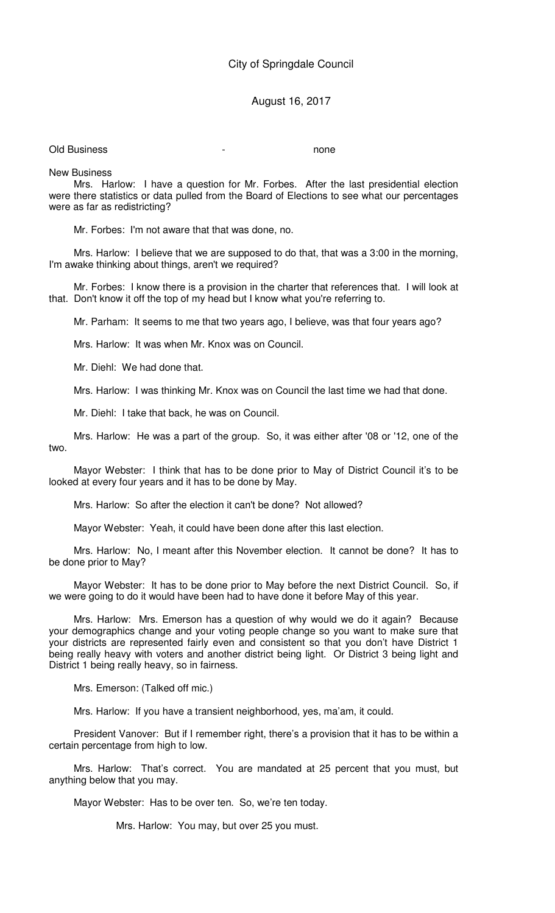Old Business - none

New Business

Mrs. Harlow: I have a question for Mr. Forbes. After the last presidential election were there statistics or data pulled from the Board of Elections to see what our percentages were as far as redistricting?

Mr. Forbes: I'm not aware that that was done, no.

Mrs. Harlow: I believe that we are supposed to do that, that was a 3:00 in the morning, I'm awake thinking about things, aren't we required?

Mr. Forbes: I know there is a provision in the charter that references that. I will look at that. Don't know it off the top of my head but I know what you're referring to.

Mr. Parham: It seems to me that two years ago, I believe, was that four years ago?

Mrs. Harlow: It was when Mr. Knox was on Council.

Mr. Diehl: We had done that.

Mrs. Harlow: I was thinking Mr. Knox was on Council the last time we had that done.

Mr. Diehl: I take that back, he was on Council.

Mrs. Harlow: He was a part of the group. So, it was either after '08 or '12, one of the two.

Mayor Webster: I think that has to be done prior to May of District Council it's to be looked at every four years and it has to be done by May.

Mrs. Harlow: So after the election it can't be done? Not allowed?

Mayor Webster: Yeah, it could have been done after this last election.

Mrs. Harlow: No, I meant after this November election. It cannot be done? It has to be done prior to May?

Mayor Webster: It has to be done prior to May before the next District Council. So, if we were going to do it would have been had to have done it before May of this year.

Mrs. Harlow: Mrs. Emerson has a question of why would we do it again? Because your demographics change and your voting people change so you want to make sure that your districts are represented fairly even and consistent so that you don't have District 1 being really heavy with voters and another district being light. Or District 3 being light and District 1 being really heavy, so in fairness.

Mrs. Emerson: (Talked off mic.)

Mrs. Harlow: If you have a transient neighborhood, yes, ma'am, it could.

President Vanover: But if I remember right, there's a provision that it has to be within a certain percentage from high to low.

Mrs. Harlow: That's correct. You are mandated at 25 percent that you must, but anything below that you may.

Mayor Webster: Has to be over ten. So, we're ten today.

Mrs. Harlow: You may, but over 25 you must.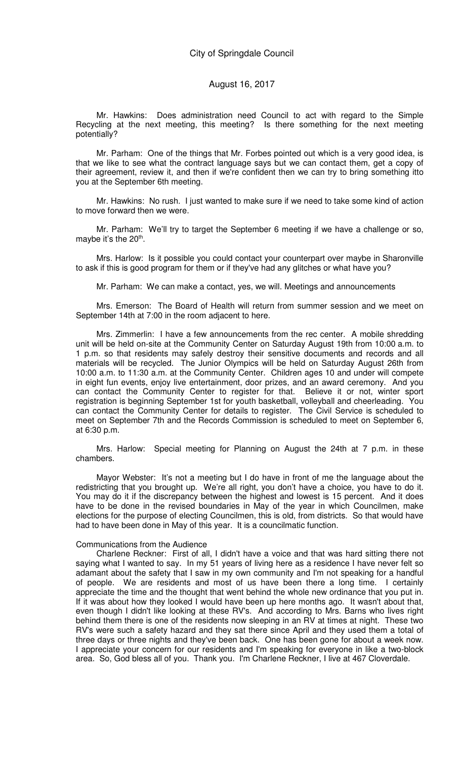Mr. Hawkins: Does administration need Council to act with regard to the Simple Recycling at the next meeting, this meeting? Is there something for the next meeting potentially?

Mr. Parham: One of the things that Mr. Forbes pointed out which is a very good idea, is that we like to see what the contract language says but we can contact them, get a copy of their agreement, review it, and then if we're confident then we can try to bring something itto you at the September 6th meeting.

Mr. Hawkins: No rush. I just wanted to make sure if we need to take some kind of action to move forward then we were.

Mr. Parham: We'll try to target the September 6 meeting if we have a challenge or so, maybe it's the 20th.

Mrs. Harlow: Is it possible you could contact your counterpart over maybe in Sharonville to ask if this is good program for them or if they've had any glitches or what have you?

Mr. Parham: We can make a contact, yes, we will. Meetings and announcements

Mrs. Emerson: The Board of Health will return from summer session and we meet on September 14th at 7:00 in the room adjacent to here.

Mrs. Zimmerlin: I have a few announcements from the rec center. A mobile shredding unit will be held on-site at the Community Center on Saturday August 19th from 10:00 a.m. to 1 p.m. so that residents may safely destroy their sensitive documents and records and all materials will be recycled. The Junior Olympics will be held on Saturday August 26th from 10:00 a.m. to 11:30 a.m. at the Community Center. Children ages 10 and under will compete in eight fun events, enjoy live entertainment, door prizes, and an award ceremony. And you can contact the Community Center to register for that. Believe it or not, winter sport registration is beginning September 1st for youth basketball, volleyball and cheerleading. You can contact the Community Center for details to register. The Civil Service is scheduled to meet on September 7th and the Records Commission is scheduled to meet on September 6, at 6:30 p.m.

Mrs. Harlow: Special meeting for Planning on August the 24th at 7 p.m. in these chambers.

Mayor Webster: It's not a meeting but I do have in front of me the language about the redistricting that you brought up. We're all right, you don't have a choice, you have to do it. You may do it if the discrepancy between the highest and lowest is 15 percent. And it does have to be done in the revised boundaries in May of the year in which Councilmen, make elections for the purpose of electing Councilmen, this is old, from districts. So that would have had to have been done in May of this year. It is a councilmatic function.

Communications from the Audience

Charlene Reckner: First of all, I didn't have a voice and that was hard sitting there not saying what I wanted to say. In my 51 years of living here as a residence I have never felt so adamant about the safety that I saw in my own community and I'm not speaking for a handful of people. We are residents and most of us have been there a long time. I certainly appreciate the time and the thought that went behind the whole new ordinance that you put in. If it was about how they looked I would have been up here months ago. It wasn't about that, even though I didn't like looking at these RV's. And according to Mrs. Barns who lives right behind them there is one of the residents now sleeping in an RV at times at night. These two RV's were such a safety hazard and they sat there since April and they used them a total of three days or three nights and they've been back. One has been gone for about a week now. I appreciate your concern for our residents and I'm speaking for everyone in like a two-block area. So, God bless all of you. Thank you. I'm Charlene Reckner, I live at 467 Cloverdale.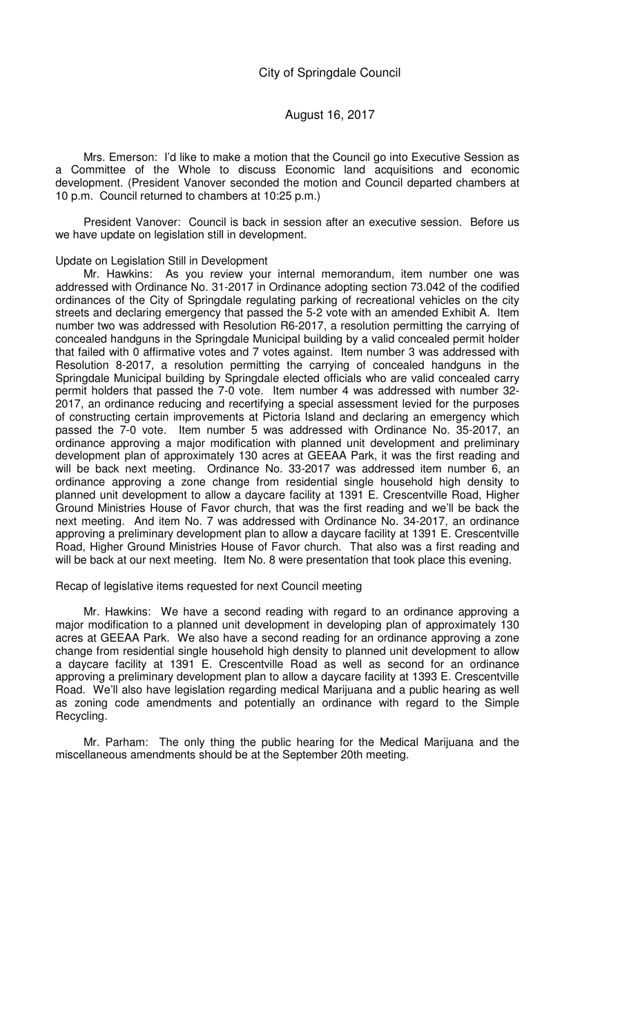City of Springdale Council

August 16, 2017

Mrs. Emerson: I'd like to make a motion that the Council go into Executive Session as a Committee of the Whole to discuss Economic land acquisitions and economic development. (President Vanover seconded the motion and Council departed chambers at 10 p.m. Council returned to chambers at 10:25 p.m.)

President Vanover: Council is back in session after an executive session. Before us we have update on legislation still in development.

Update on Legislation Still in Development

Mr. Hawkins: As you review your internal memorandum, item number one was addressed with Ordinance No. 31-2017 in Ordinance adopting section 73.042 of the codified ordinances of the City of Springdale regulating parking of recreational vehicles on the city streets and declaring emergency that passed the 5-2 vote with an amended Exhibit A. Item number two was addressed with Resolution R6-2017, a resolution permitting the carrying of concealed handguns in the Springdale Municipal building by a valid concealed permit holder that failed with 0 affirmative votes and 7 votes against. Item number 3 was addressed with Resolution 8-2017, a resolution permitting the carrying of concealed handguns in the Springdale Municipal building by Springdale elected officials who are valid concealed carry permit holders that passed the 7-0 vote. Item number 4 was addressed with number 32-2017, an ordinance reducing and recertifying a special assessment levied for the purposes of constructing certain improvements at Pictoria Island and declaring an emergency which passed the 7-0 vote. Item number 5 was addressed with Ordinance No. 35-2017, an ordinance approving a major modification with planned unit development and preliminary development plan of approximately 130 acres at GEEAA Park, it was the first reading and will be back next meeting. Ordinance No. 33-2017 was addressed item number 6, an ordinance approving a zone change from residential single household high density to planned unit development to allow a daycare facility at 1391 E. Crescentville Road, Higher Ground Ministries House of Favor church, that was the first reading and we'll be back the next meeting. And item No. 7 was addressed with Ordinance No. 34-2017, an ordinance approving a preliminary development plan to allow a daycare facility at 1391 E. Crescentville Road, Higher Ground Ministries House of Favor church. That also was a first reading and will be back at our next meeting. Item No. 8 were presentation that took place this evening.

Recap of legislative items requested for next Council meeting

Mr. Hawkins: We have a second reading with regard to an ordinance approving a major modification to a planned unit development in developing plan of approximately 130 acres at GEEAA Park. We also have a second reading for an ordinance approving a zone change from residential single household high density to planned unit development to allow a daycare facility at 1391 E. Crescentville Road as well as second for an ordinance approving a preliminary development plan to allow a daycare facility at 1393 E. Crescentville Road. We'll also have legislation regarding medical Marijuana and a public hearing as well as zoning code amendments and potentially an ordinance with regard to the Simple Recycling.

Mr. Parham: The only thing the public hearing for the Medical Marijuana and the miscellaneous amendments should be at the September 20th meeting.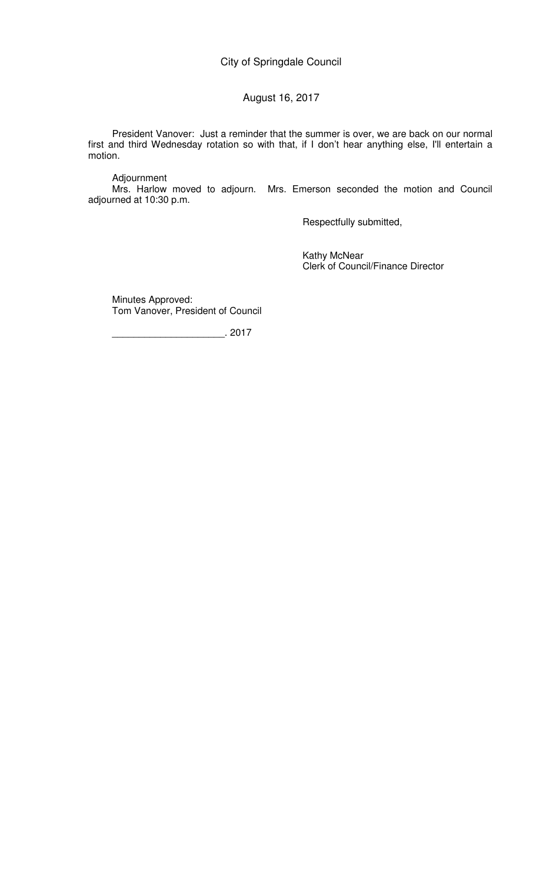City of Springdale Council

August 16, 2017

President Vanover: Just a reminder that the summer is over, we are back on our normal first and third Wednesday rotation so with that, if I don't hear anything else, I'll entertain a motion.

Adjournment

Mrs. Harlow moved to adjourn. Mrs. Emerson seconded the motion and Council adjourned at 10:30 p.m.

Respectfully submitted,

Kathy McNear
Clerk of Council/Finance Director

Minutes Approved:
Tom Vanover, President of Council

_____________________. 2017